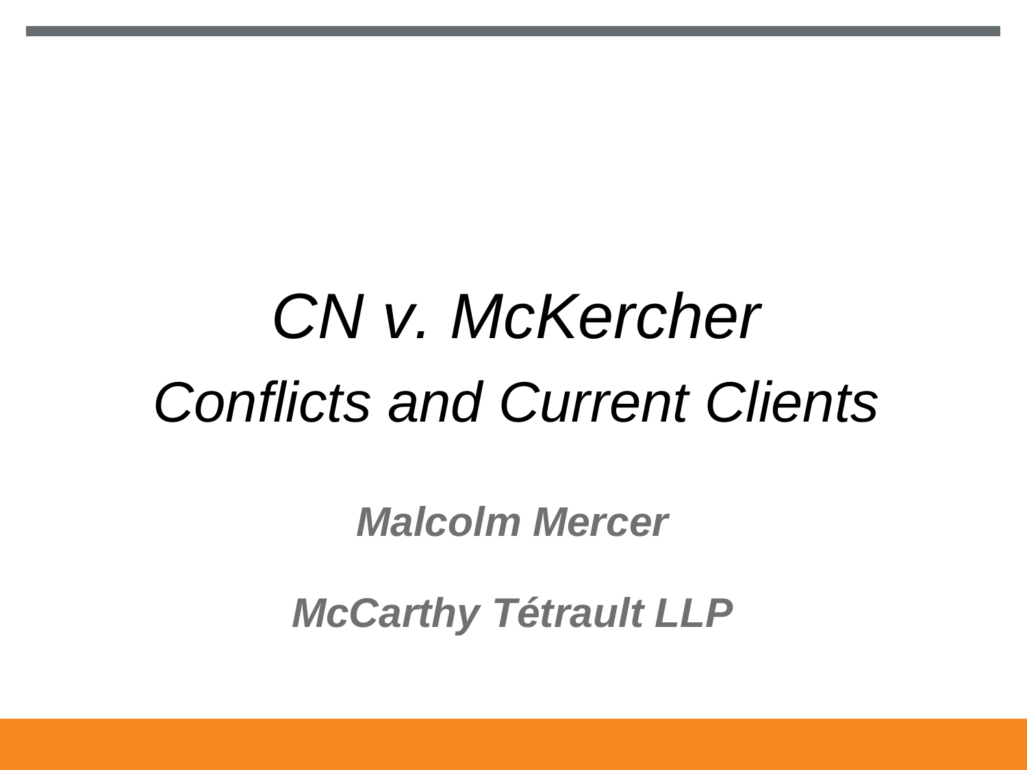# *CN v. McKercher*

## *Conflicts and Current Clients*

***Malcolm Mercer***

***McCarthy Tétrault LLP***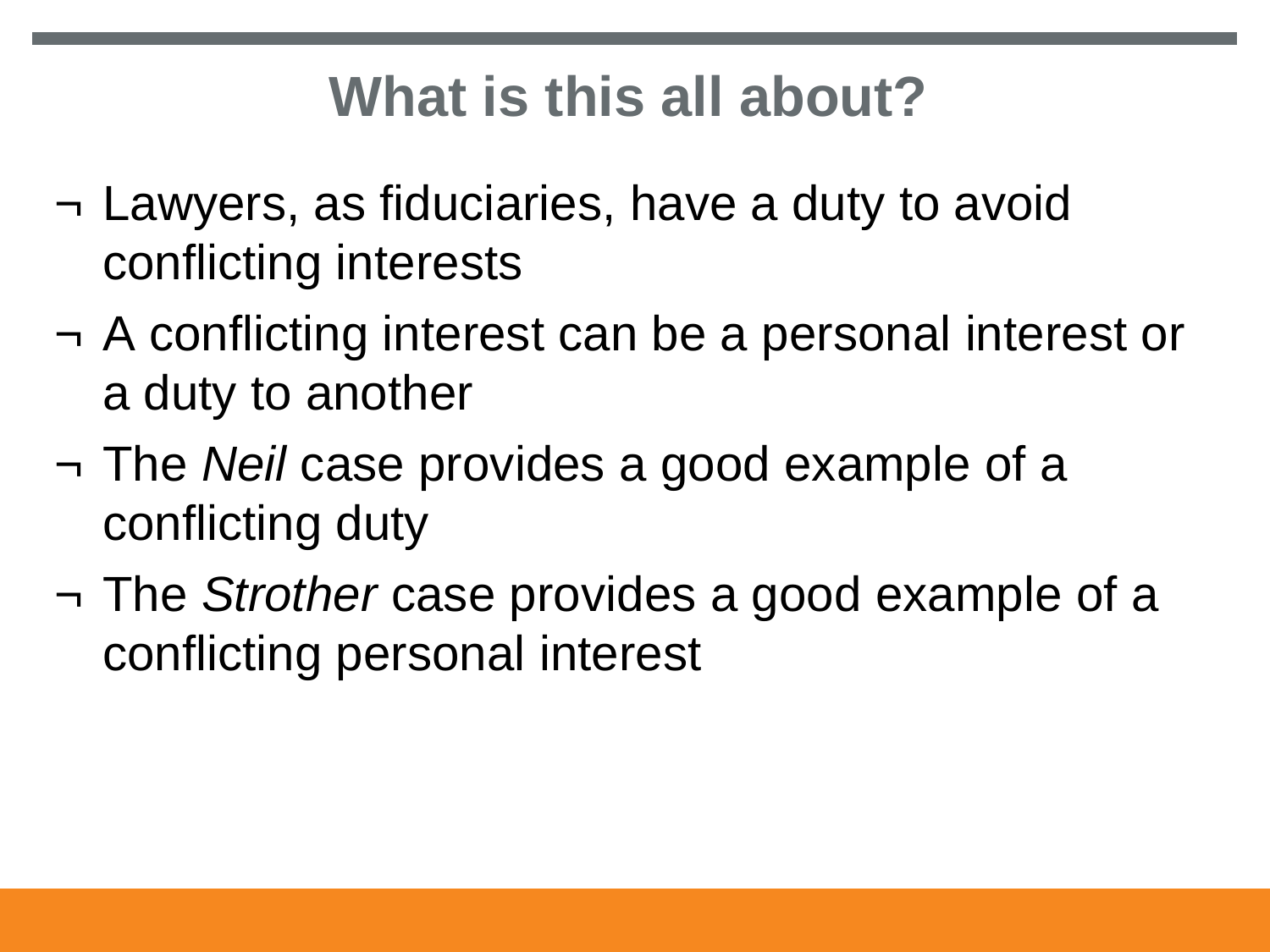# What is this all about?

- Lawyers, as fiduciaries, have a duty to avoid conflicting interests
- A conflicting interest can be a personal interest or a duty to another
- The *Neil* case provides a good example of a conflicting duty
- The *Strother* case provides a good example of a conflicting personal interest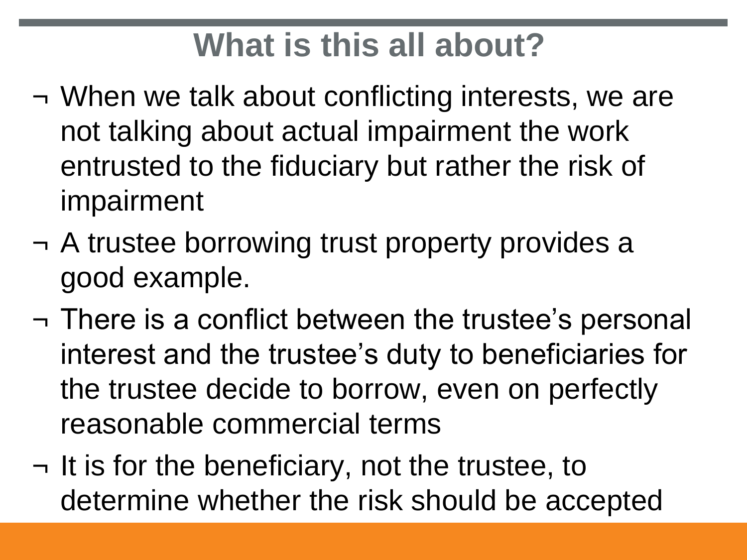# What is this all about?

- When we talk about conflicting interests, we are not talking about actual impairment the work entrusted to the fiduciary but rather the risk of impairment
- A trustee borrowing trust property provides a good example.
- There is a conflict between the trustee's personal interest and the trustee's duty to beneficiaries for the trustee decide to borrow, even on perfectly reasonable commercial terms
- It is for the beneficiary, not the trustee, to determine whether the risk should be accepted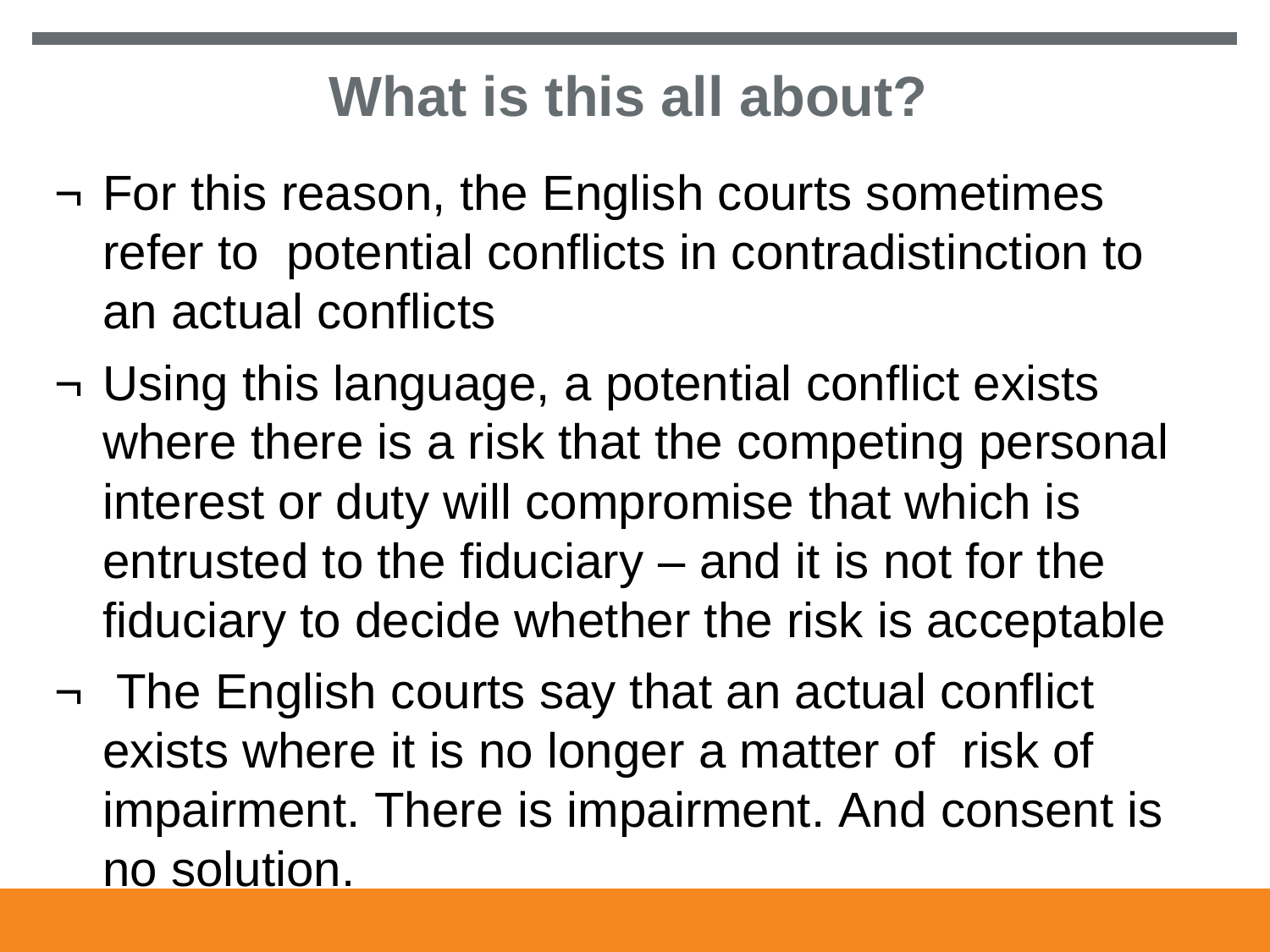# What is this all about?

- For this reason, the English courts sometimes refer to potential conflicts in contradistinction to an actual conflicts
- Using this language, a potential conflict exists where there is a risk that the competing personal interest or duty will compromise that which is entrusted to the fiduciary – and it is not for the fiduciary to decide whether the risk is acceptable
- The English courts say that an actual conflict exists where it is no longer a matter of risk of impairment. There is impairment. And consent is no solution.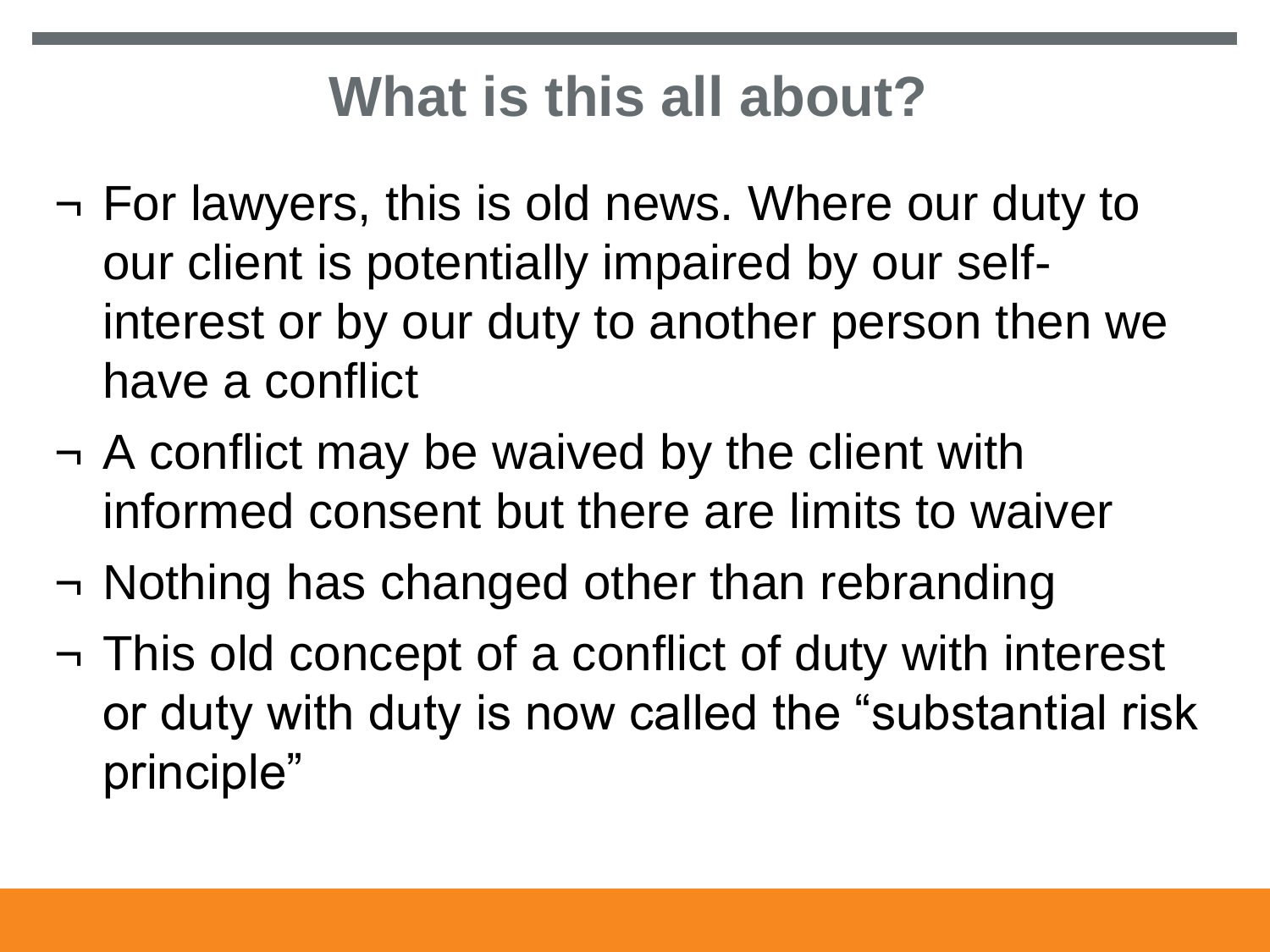# What is this all about?

- For lawyers, this is old news. Where our duty to our client is potentially impaired by our self-interest or by our duty to another person then we have a conflict
- A conflict may be waived by the client with informed consent but there are limits to waiver
- Nothing has changed other than rebranding
- This old concept of a conflict of duty with interest or duty with duty is now called the "substantial risk principle"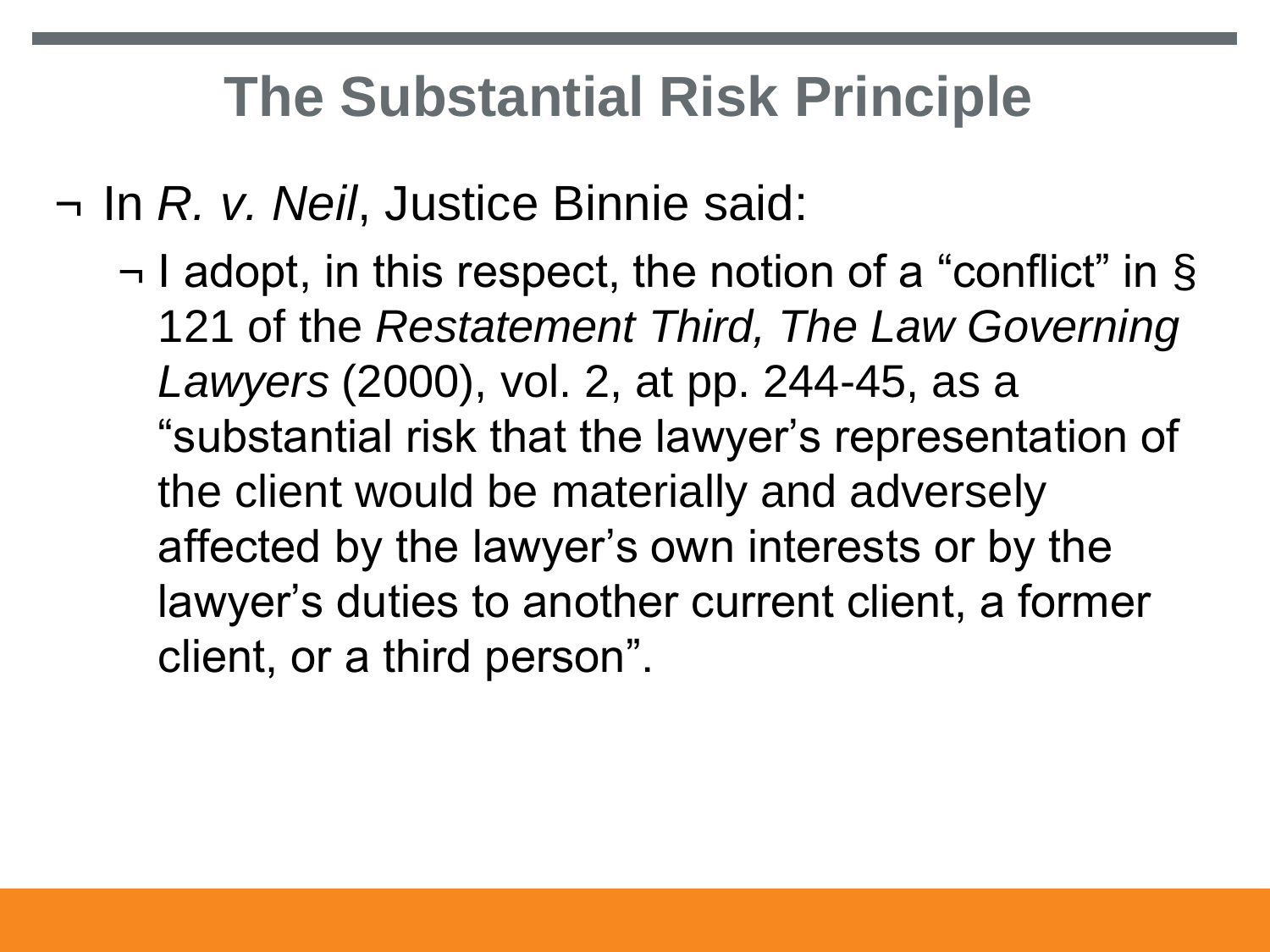# The Substantial Risk Principle

- In *R. v. Neil*, Justice Binnie said:
  - I adopt, in this respect, the notion of a "conflict" in § 121 of the *Restatement Third, The Law Governing Lawyers* (2000), vol. 2, at pp. 244-45, as a "substantial risk that the lawyer's representation of the client would be materially and adversely affected by the lawyer's own interests or by the lawyer's duties to another current client, a former client, or a third person".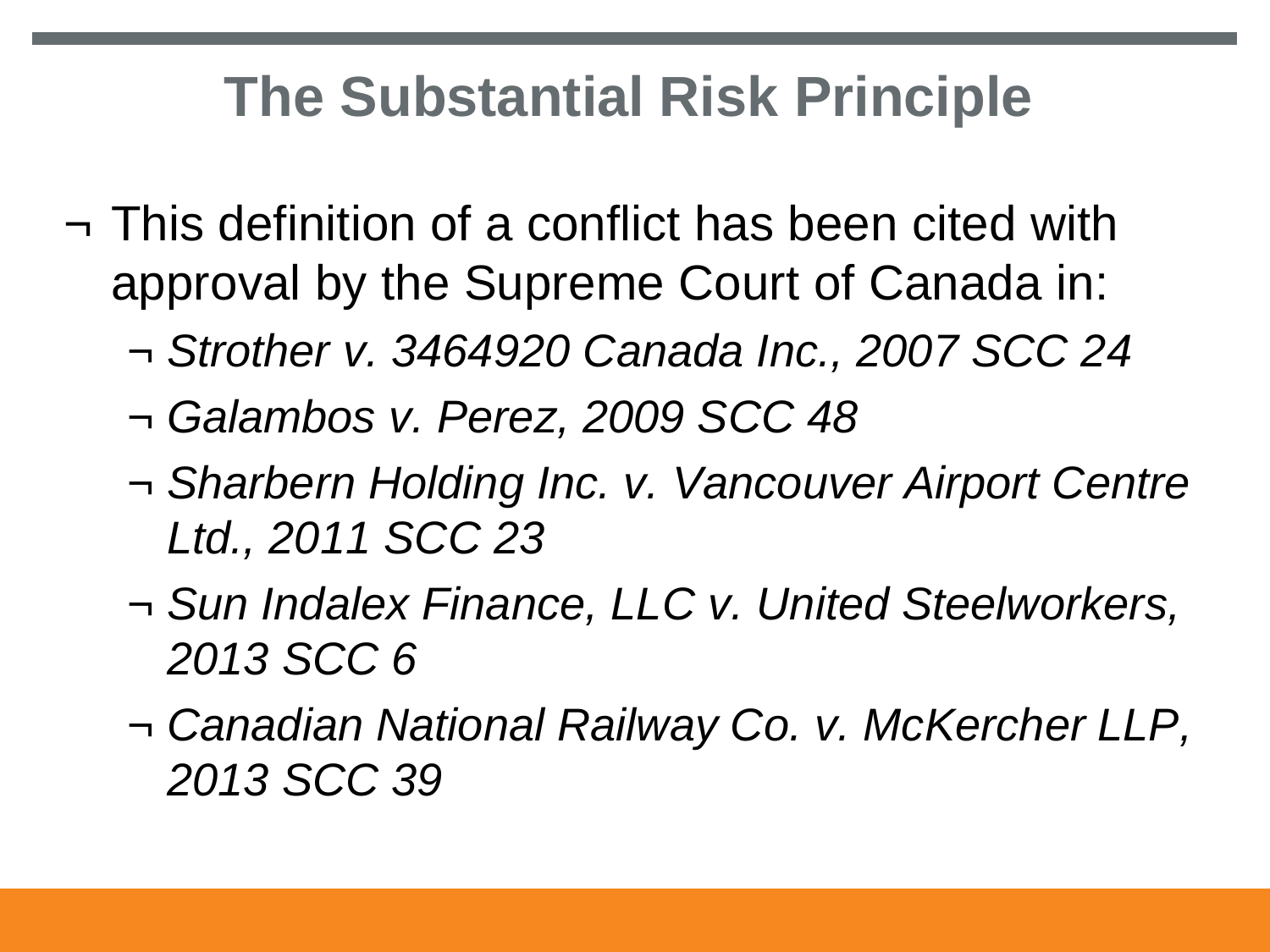# The Substantial Risk Principle

- This definition of a conflict has been cited with approval by the Supreme Court of Canada in:
  - *Strother v. 3464920 Canada Inc., 2007 SCC 24*
  - *Galambos v. Perez, 2009 SCC 48*
  - *Sharbern Holding Inc. v. Vancouver Airport Centre Ltd., 2011 SCC 23*
  - *Sun Indalex Finance, LLC v. United Steelworkers, 2013 SCC 6*
  - *Canadian National Railway Co. v. McKercher LLP, 2013 SCC 39*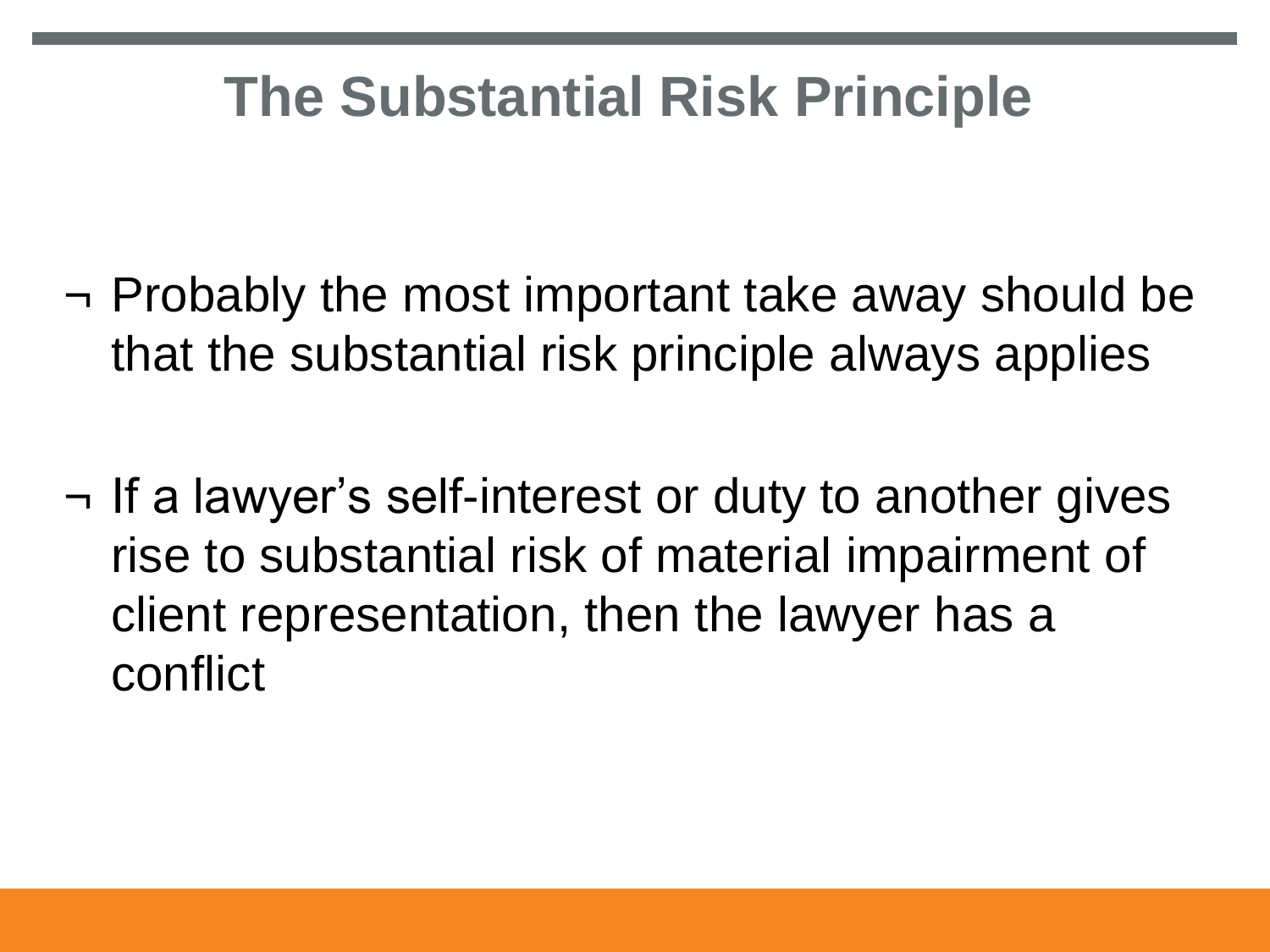# The Substantial Risk Principle

- Probably the most important take away should be that the substantial risk principle always applies

- If a lawyer's self-interest or duty to another gives rise to substantial risk of material impairment of client representation, then the lawyer has a conflict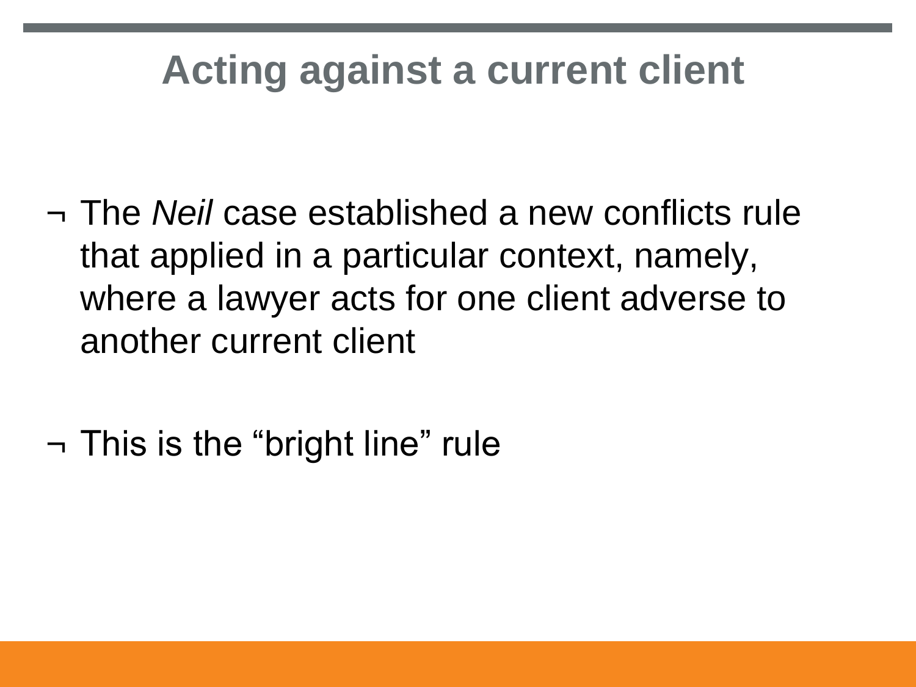# Acting against a current client

- The *Neil* case established a new conflicts rule that applied in a particular context, namely, where a lawyer acts for one client adverse to another current client

- This is the “bright line” rule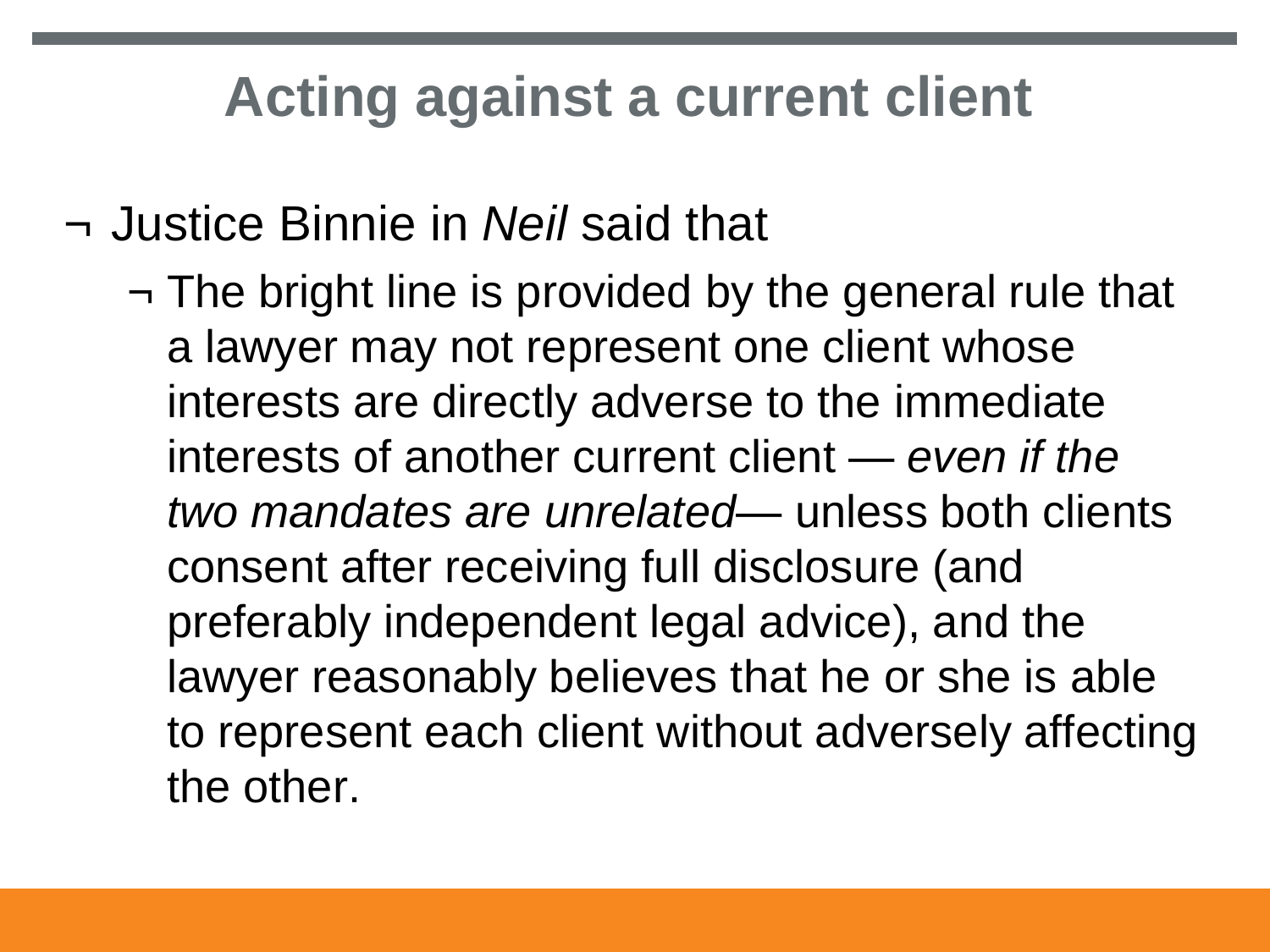# Acting against a current client

- Justice Binnie in *Neil* said that
  - The bright line is provided by the general rule that a lawyer may not represent one client whose interests are directly adverse to the immediate interests of another current client — *even if the two mandates are unrelated*— unless both clients consent after receiving full disclosure (and preferably independent legal advice), and the lawyer reasonably believes that he or she is able to represent each client without adversely affecting the other.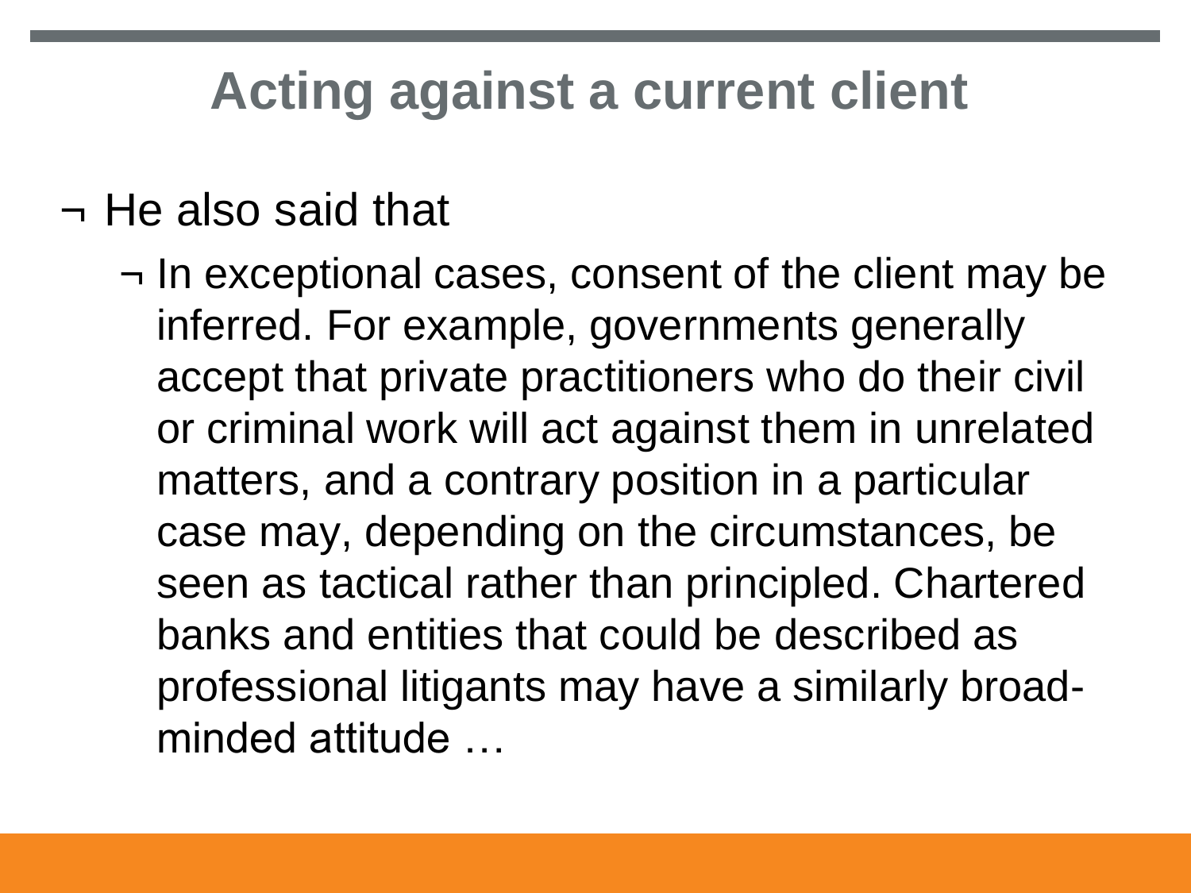# Acting against a current client

- He also said that
  - In exceptional cases, consent of the client may be inferred. For example, governments generally accept that private practitioners who do their civil or criminal work will act against them in unrelated matters, and a contrary position in a particular case may, depending on the circumstances, be seen as tactical rather than principled. Chartered banks and entities that could be described as professional litigants may have a similarly broad-minded attitude …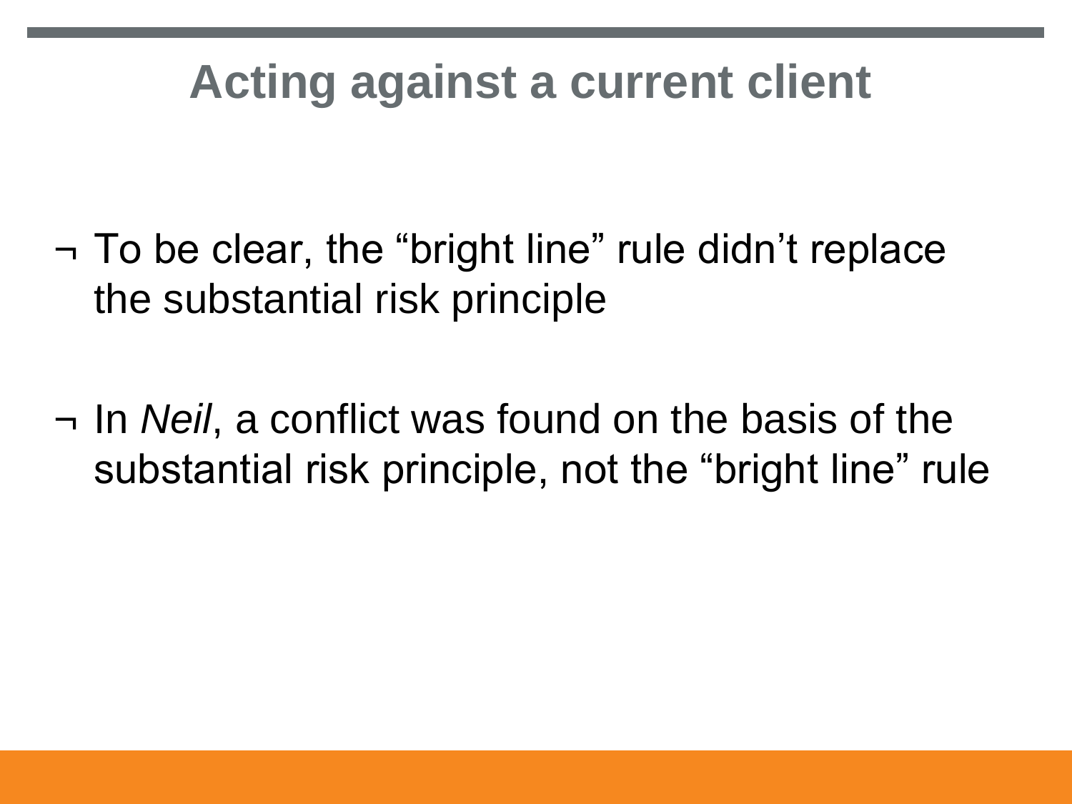# Acting against a current client

- To be clear, the "bright line" rule didn't replace the substantial risk principle

- In *Neil*, a conflict was found on the basis of the substantial risk principle, not the "bright line" rule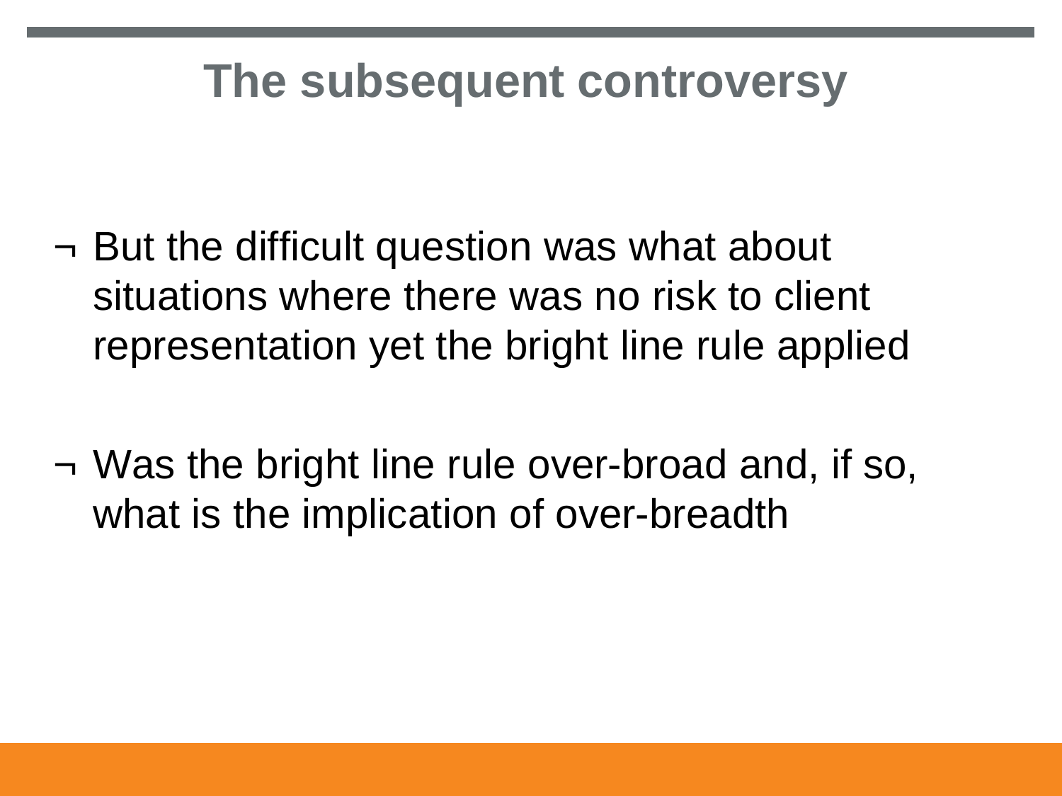# The subsequent controversy

- But the difficult question was what about situations where there was no risk to client representation yet the bright line rule applied

- Was the bright line rule over-broad and, if so, what is the implication of over-breadth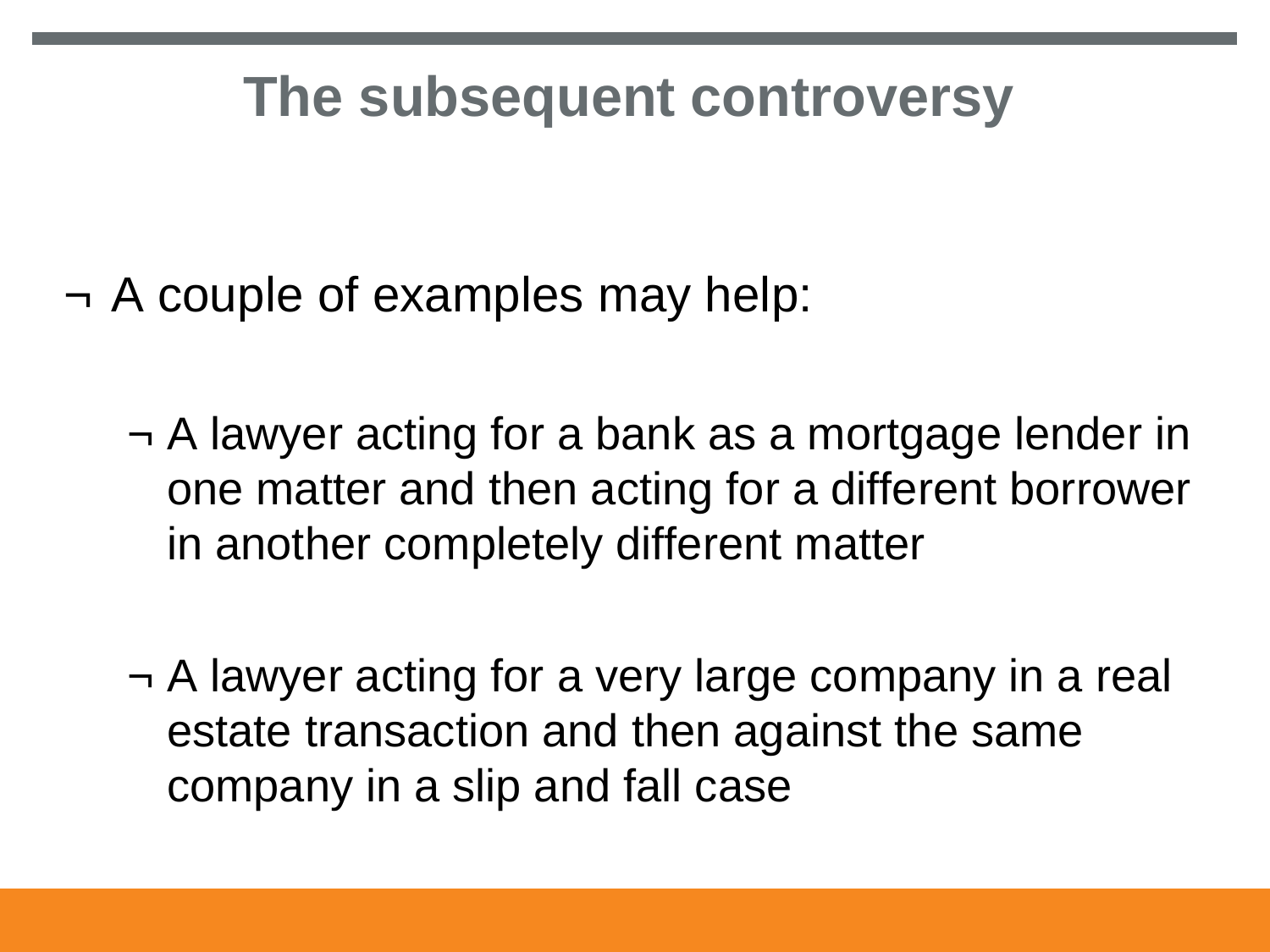# The subsequent controversy

- A couple of examples may help:
  - A lawyer acting for a bank as a mortgage lender in one matter and then acting for a different borrower in another completely different matter
  - A lawyer acting for a very large company in a real estate transaction and then against the same company in a slip and fall case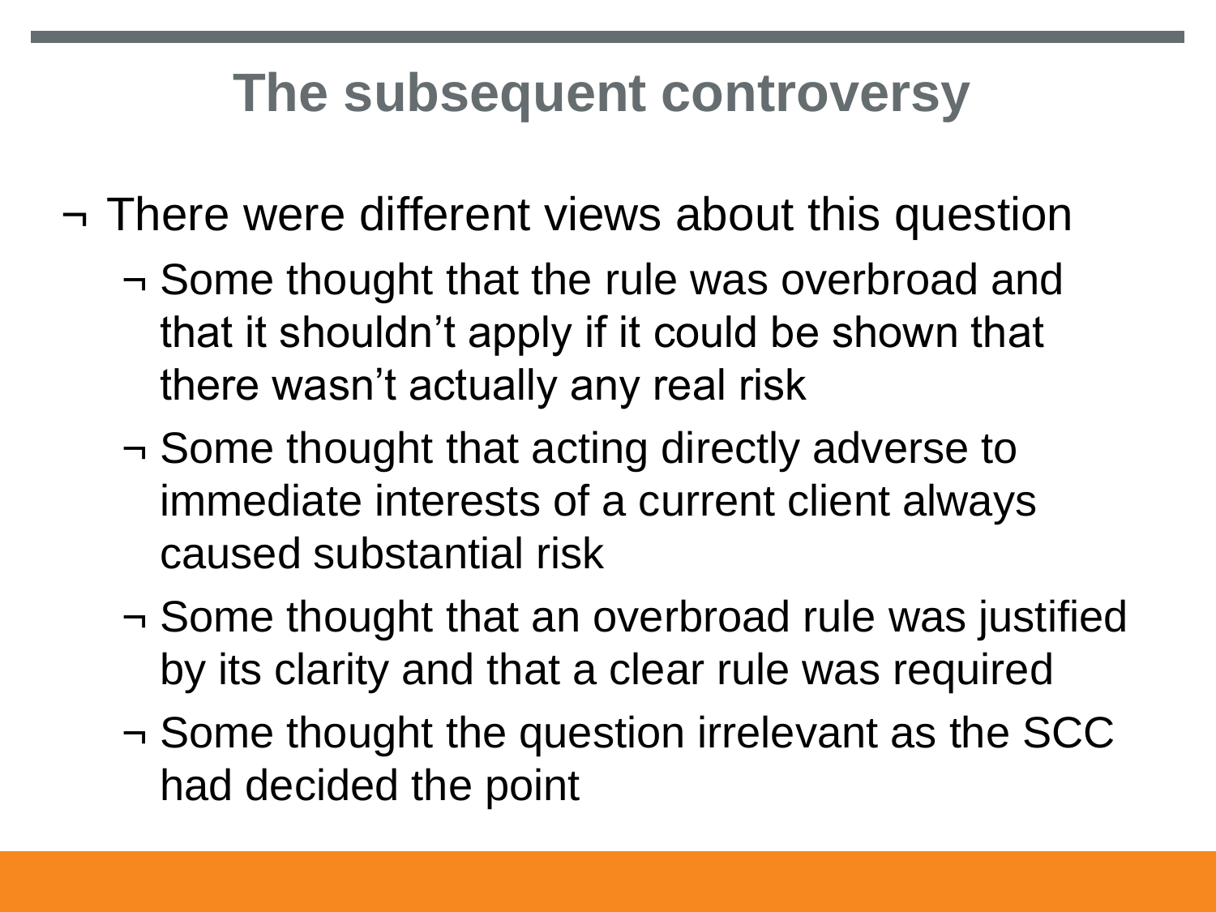# The subsequent controversy

- There were different views about this question
  - Some thought that the rule was overbroad and that it shouldn't apply if it could be shown that there wasn't actually any real risk
  - Some thought that acting directly adverse to immediate interests of a current client always caused substantial risk
  - Some thought that an overbroad rule was justified by its clarity and that a clear rule was required
  - Some thought the question irrelevant as the SCC had decided the point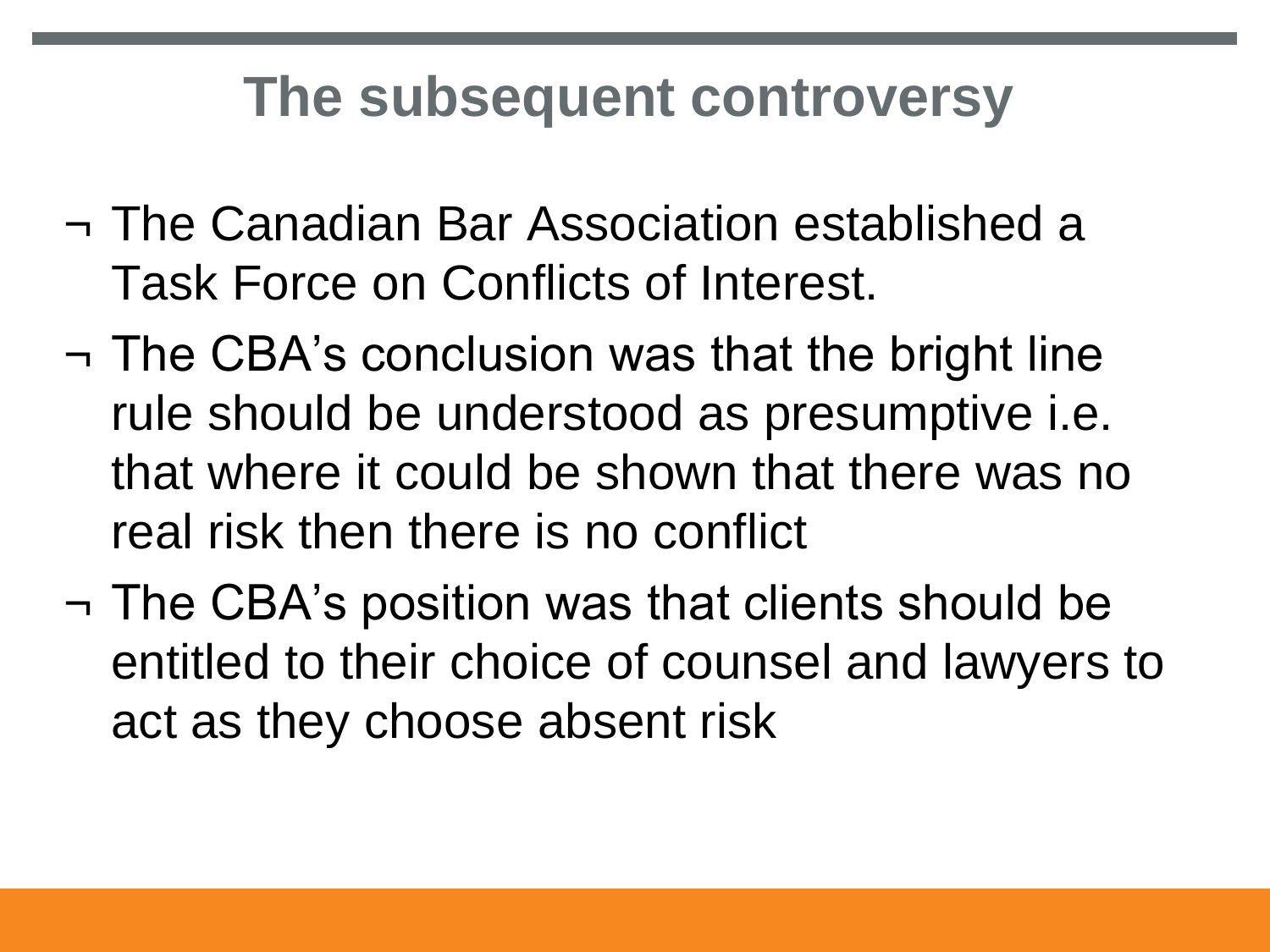# The subsequent controversy

- The Canadian Bar Association established a Task Force on Conflicts of Interest.
- The CBA's conclusion was that the bright line rule should be understood as presumptive i.e. that where it could be shown that there was no real risk then there is no conflict
- The CBA's position was that clients should be entitled to their choice of counsel and lawyers to act as they choose absent risk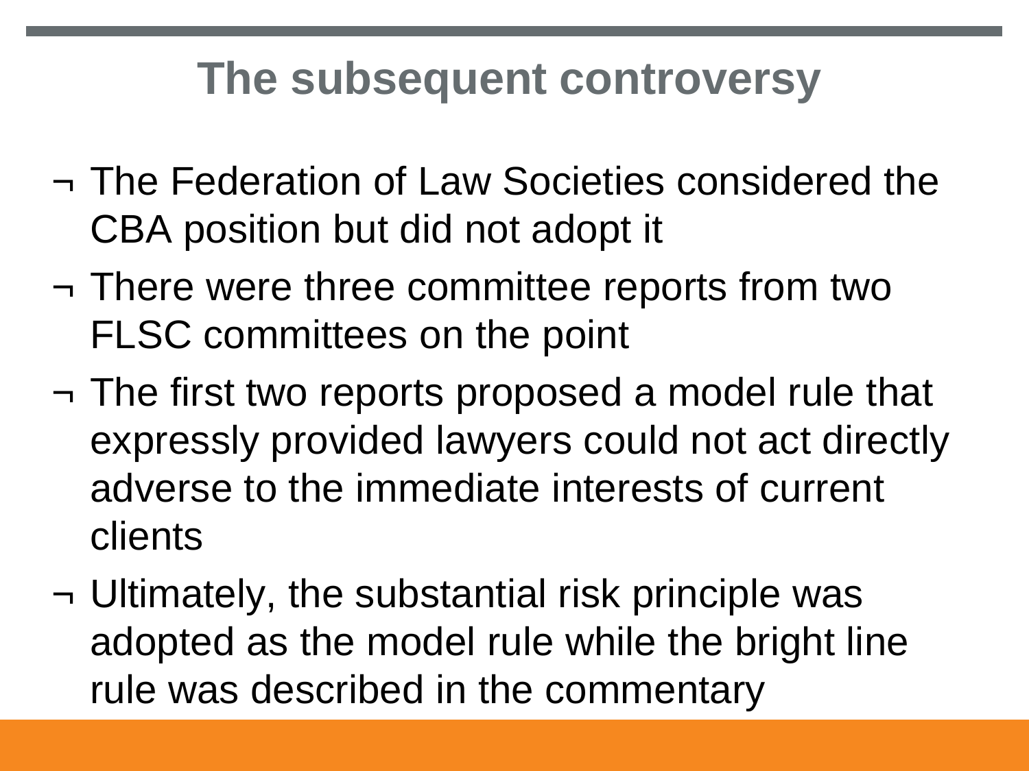# The subsequent controversy

- The Federation of Law Societies considered the CBA position but did not adopt it
- There were three committee reports from two FLSC committees on the point
- The first two reports proposed a model rule that expressly provided lawyers could not act directly adverse to the immediate interests of current clients
- Ultimately, the substantial risk principle was adopted as the model rule while the bright line rule was described in the commentary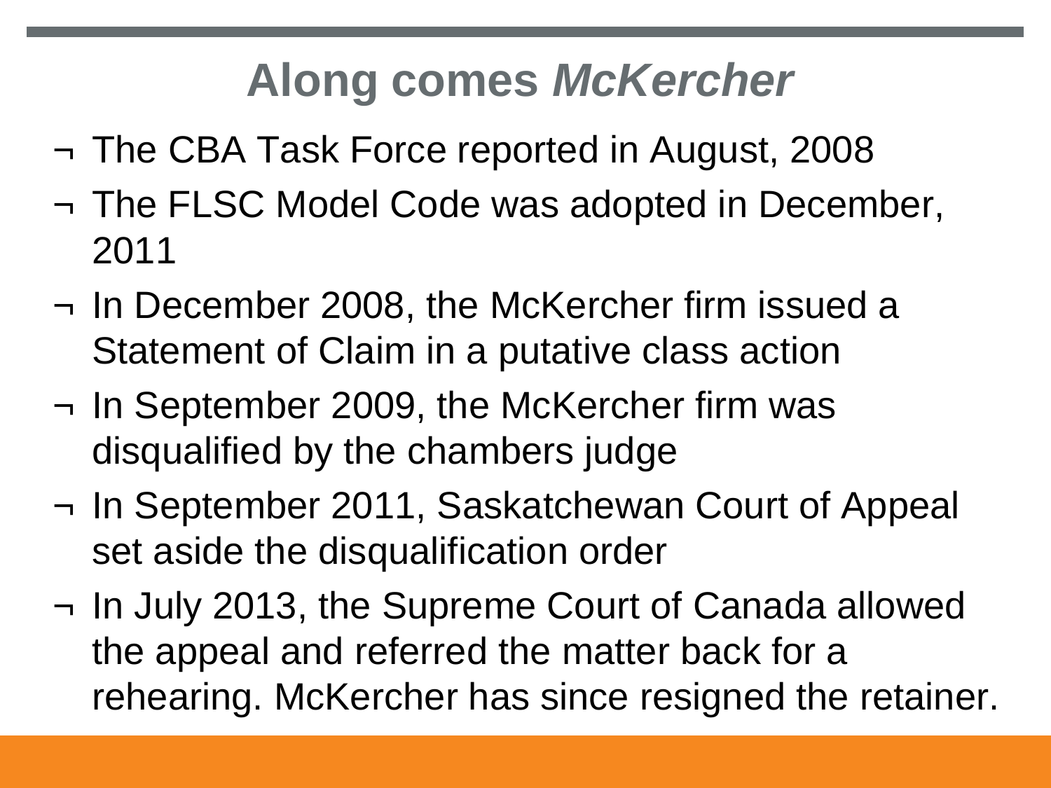# Along comes *McKercher*

- The CBA Task Force reported in August, 2008
- The FLSC Model Code was adopted in December, 2011
- In December 2008, the McKercher firm issued a Statement of Claim in a putative class action
- In September 2009, the McKercher firm was disqualified by the chambers judge
- In September 2011, Saskatchewan Court of Appeal set aside the disqualification order
- In July 2013, the Supreme Court of Canada allowed the appeal and referred the matter back for a rehearing. McKercher has since resigned the retainer.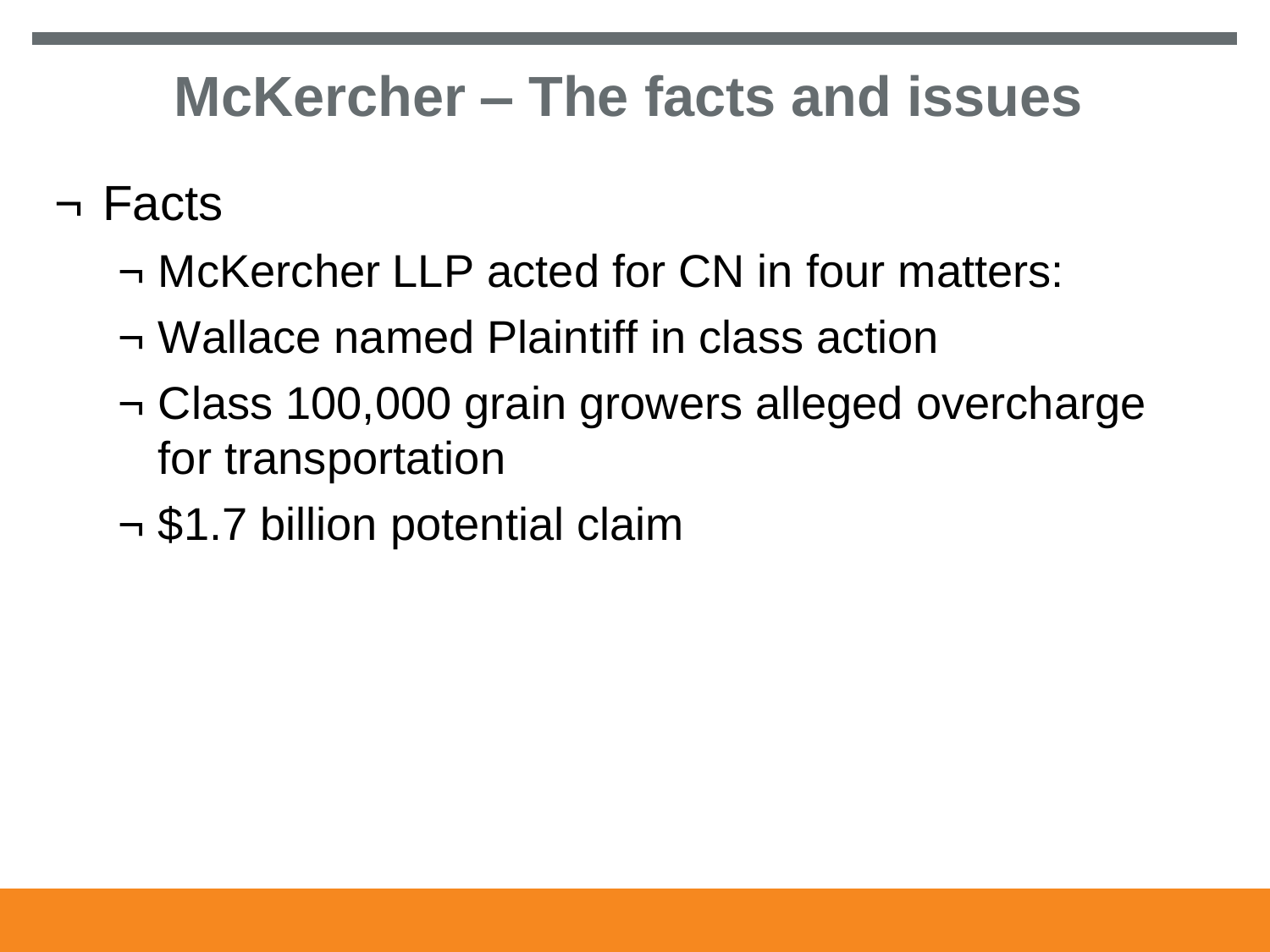# McKercher – The facts and issues

- Facts
  - McKercher LLP acted for CN in four matters:
  - Wallace named Plaintiff in class action
  - Class 100,000 grain growers alleged overcharge for transportation
  - $1.7 billion potential claim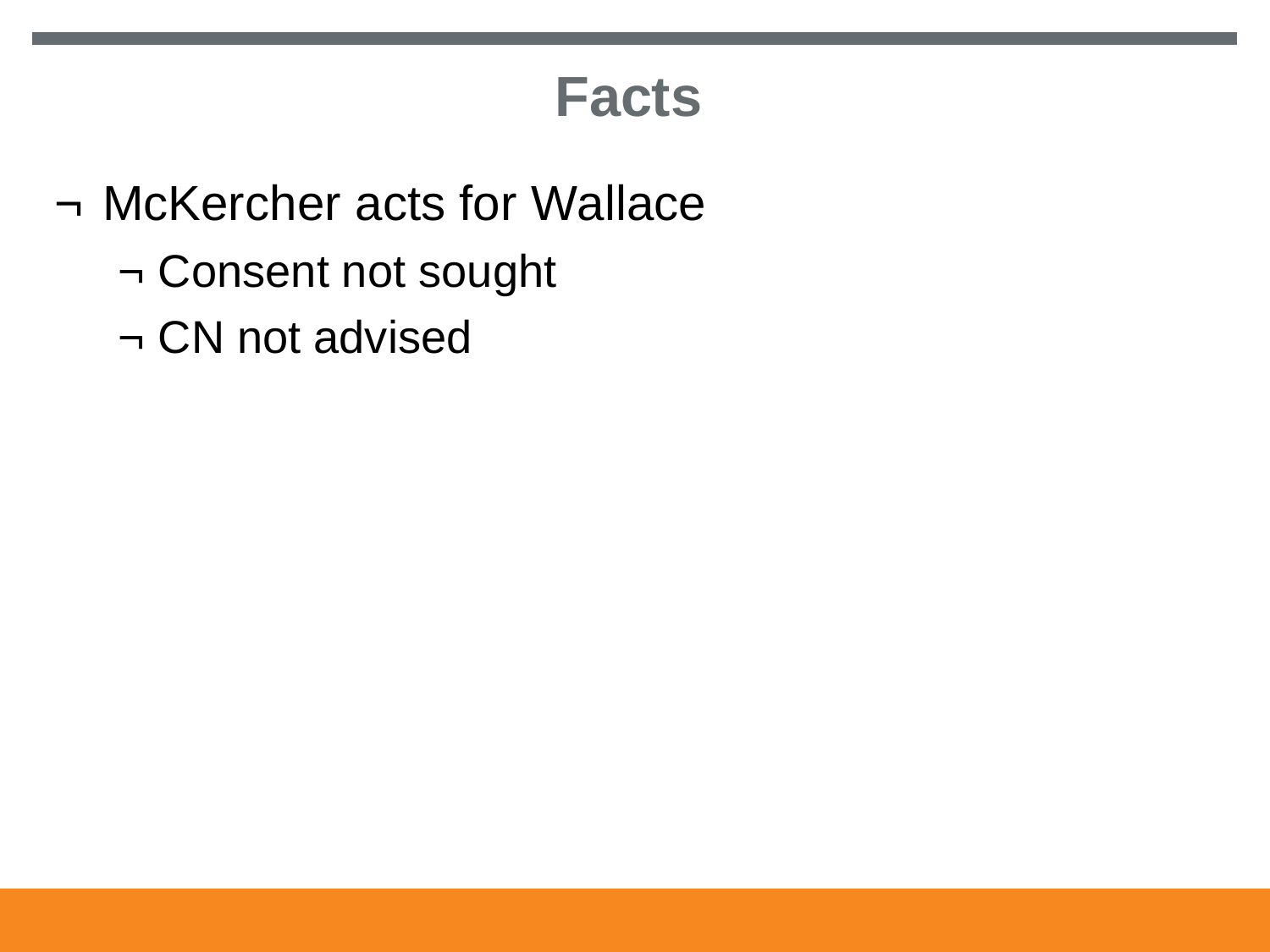# Facts

- McKercher acts for Wallace
  - Consent not sought
  - CN not advised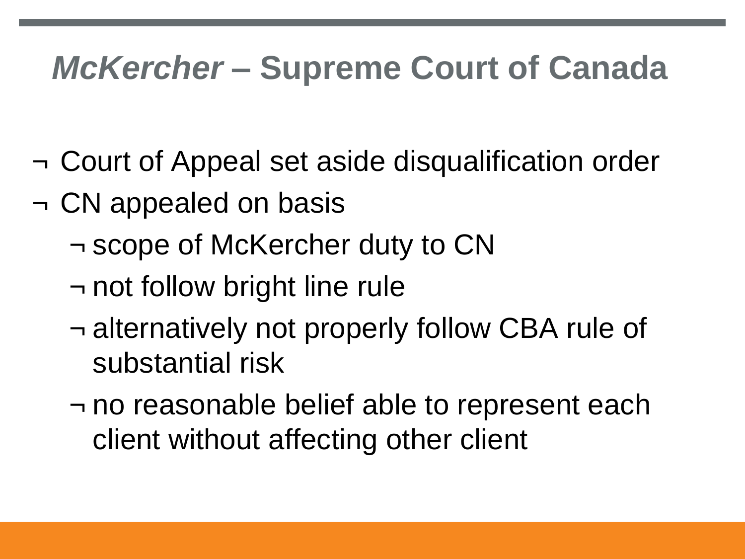# *McKercher* – Supreme Court of Canada

- Court of Appeal set aside disqualification order
- CN appealed on basis
  - scope of McKercher duty to CN
  - not follow bright line rule
  - alternatively not properly follow CBA rule of substantial risk
  - no reasonable belief able to represent each client without affecting other client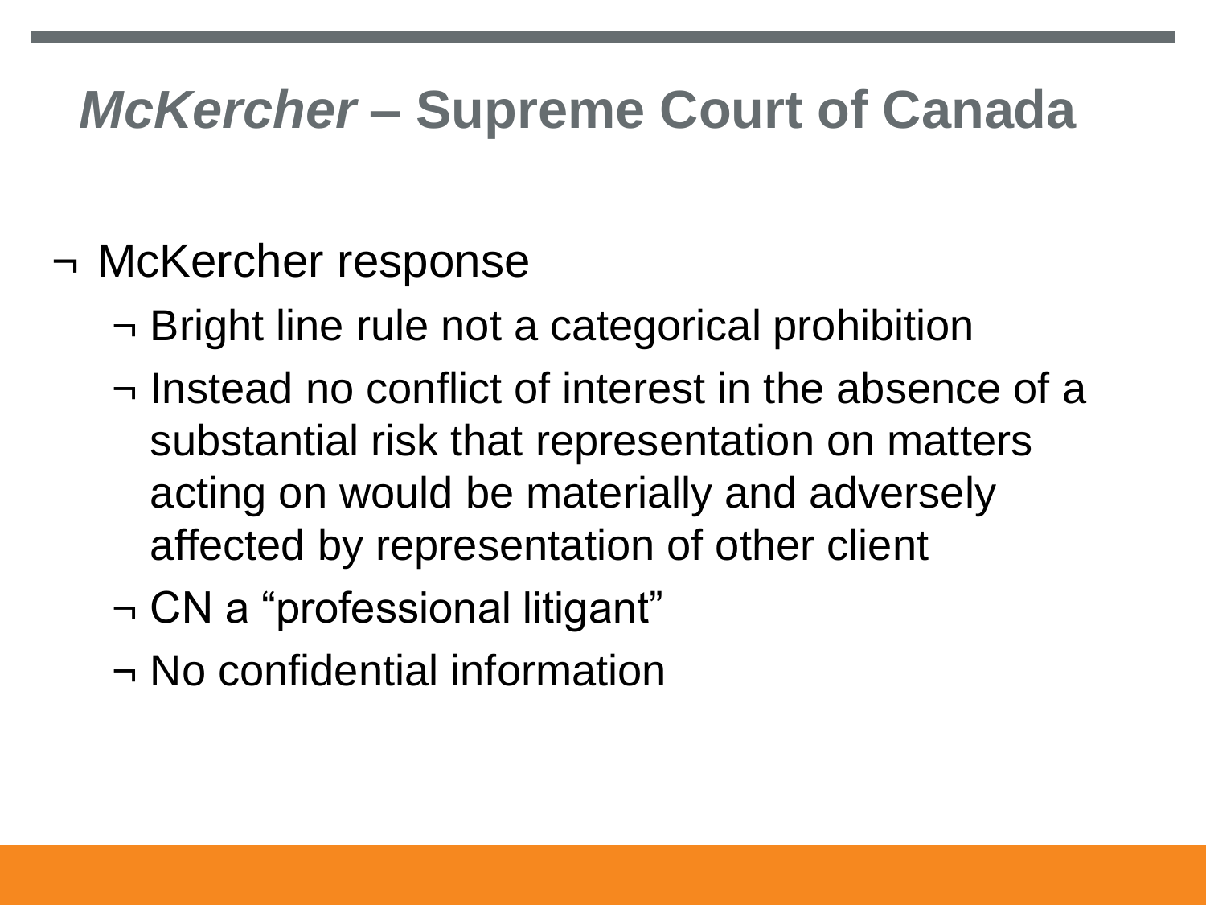# *McKercher* – Supreme Court of Canada

- McKercher response
  - Bright line rule not a categorical prohibition
  - Instead no conflict of interest in the absence of a substantial risk that representation on matters acting on would be materially and adversely affected by representation of other client
  - CN a "professional litigant"
  - No confidential information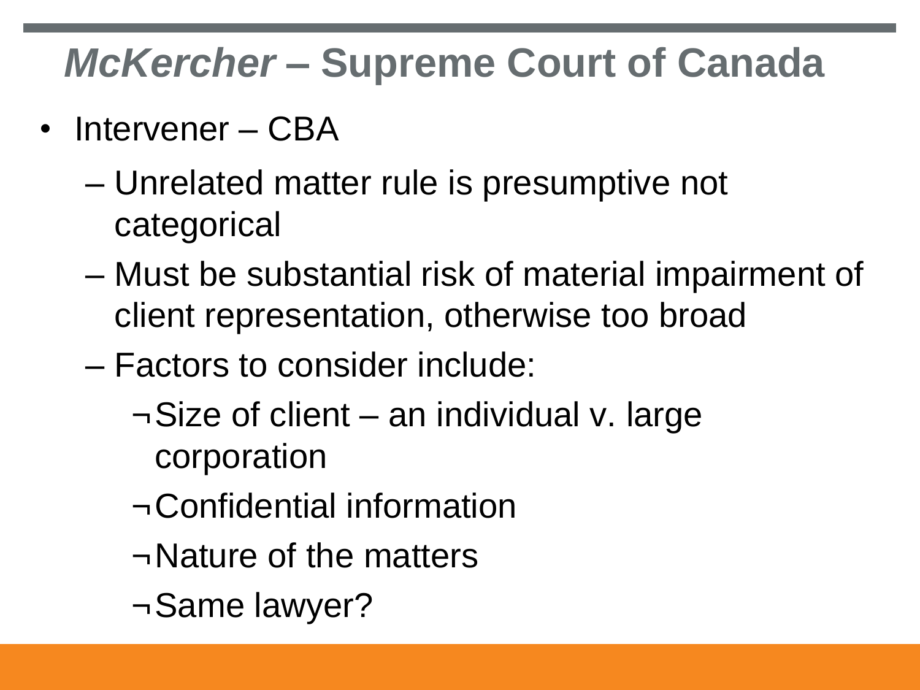# *McKercher* – Supreme Court of Canada

- Intervener – CBA
  - Unrelated matter rule is presumptive not categorical
  - Must be substantial risk of material impairment of client representation, otherwise too broad
  - Factors to consider include:
    - Size of client – an individual v. large corporation
    - Confidential information
    - Nature of the matters
    - Same lawyer?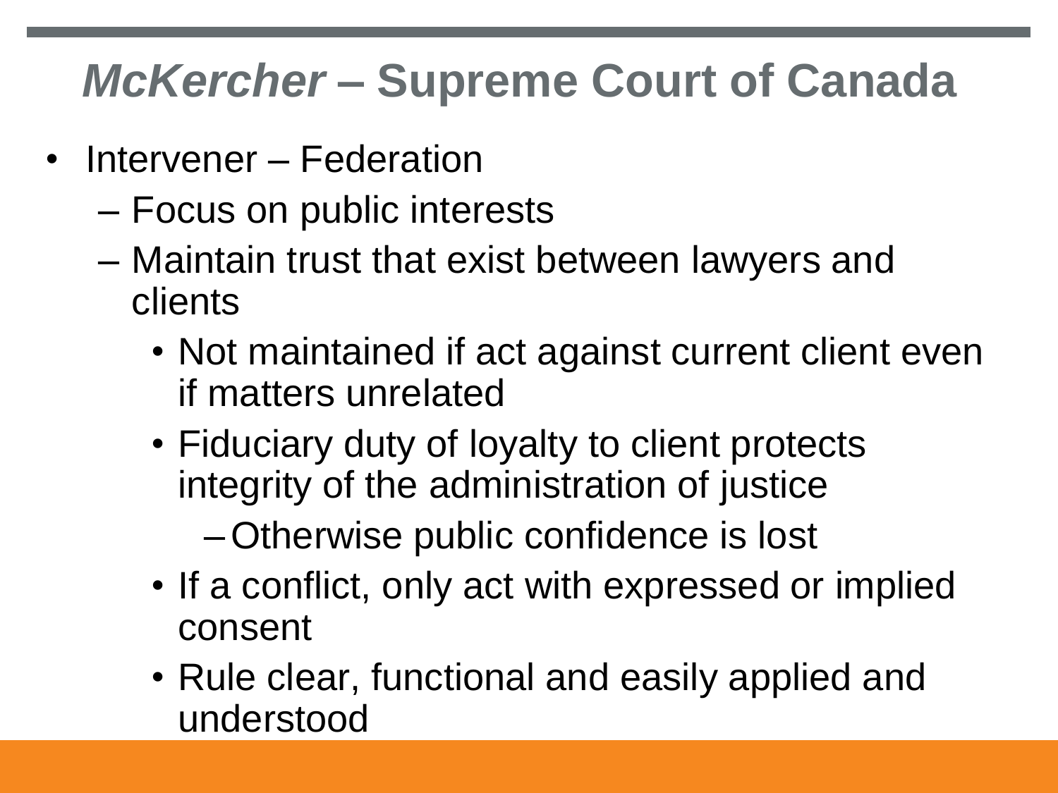# *McKercher* – Supreme Court of Canada

- Intervener – Federation
  - Focus on public interests
  - Maintain trust that exist between lawyers and clients
    - Not maintained if act against current client even if matters unrelated
    - Fiduciary duty of loyalty to client protects integrity of the administration of justice
      - Otherwise public confidence is lost
    - If a conflict, only act with expressed or implied consent
    - Rule clear, functional and easily applied and understood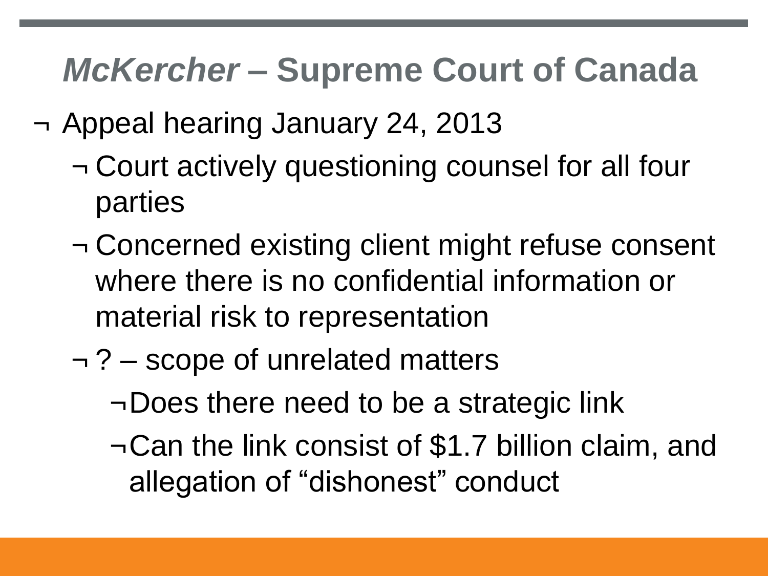# *McKercher* – Supreme Court of Canada

- Appeal hearing January 24, 2013
  - Court actively questioning counsel for all four parties
  - Concerned existing client might refuse consent where there is no confidential information or material risk to representation
  - ? – scope of unrelated matters
    - Does there need to be a strategic link
    - Can the link consist of $1.7 billion claim, and allegation of “dishonest” conduct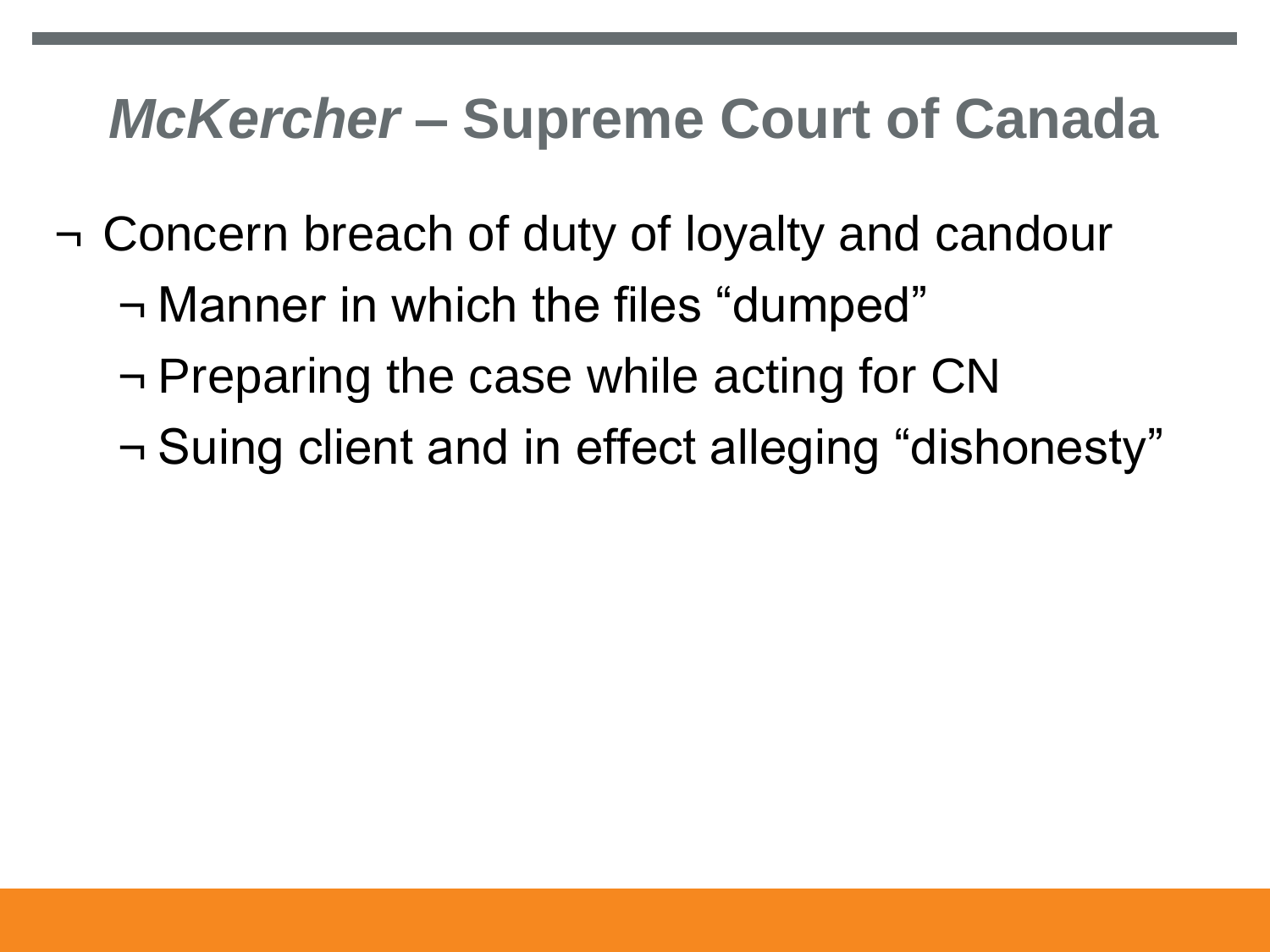# *McKercher* – Supreme Court of Canada

- Concern breach of duty of loyalty and candour
  - Manner in which the files "dumped"
  - Preparing the case while acting for CN
  - Suing client and in effect alleging "dishonesty"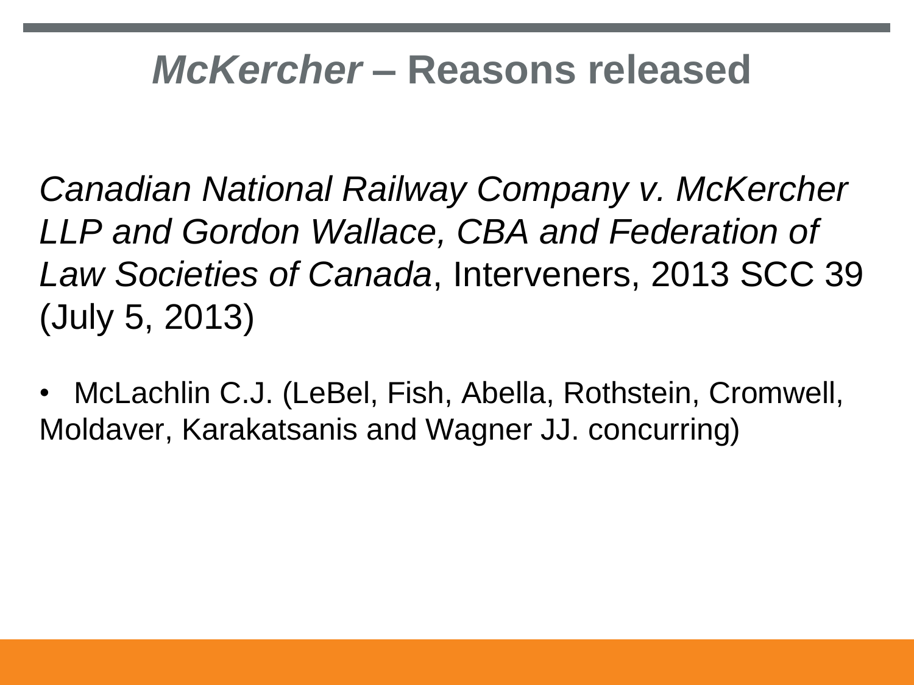# *McKercher* – Reasons released

*Canadian National Railway Company v. McKercher LLP and Gordon Wallace, CBA and Federation of Law Societies of Canada*, Interveners, 2013 SCC 39 (July 5, 2013)

- McLachlin C.J. (LeBel, Fish, Abella, Rothstein, Cromwell, Moldaver, Karakatsanis and Wagner JJ. concurring)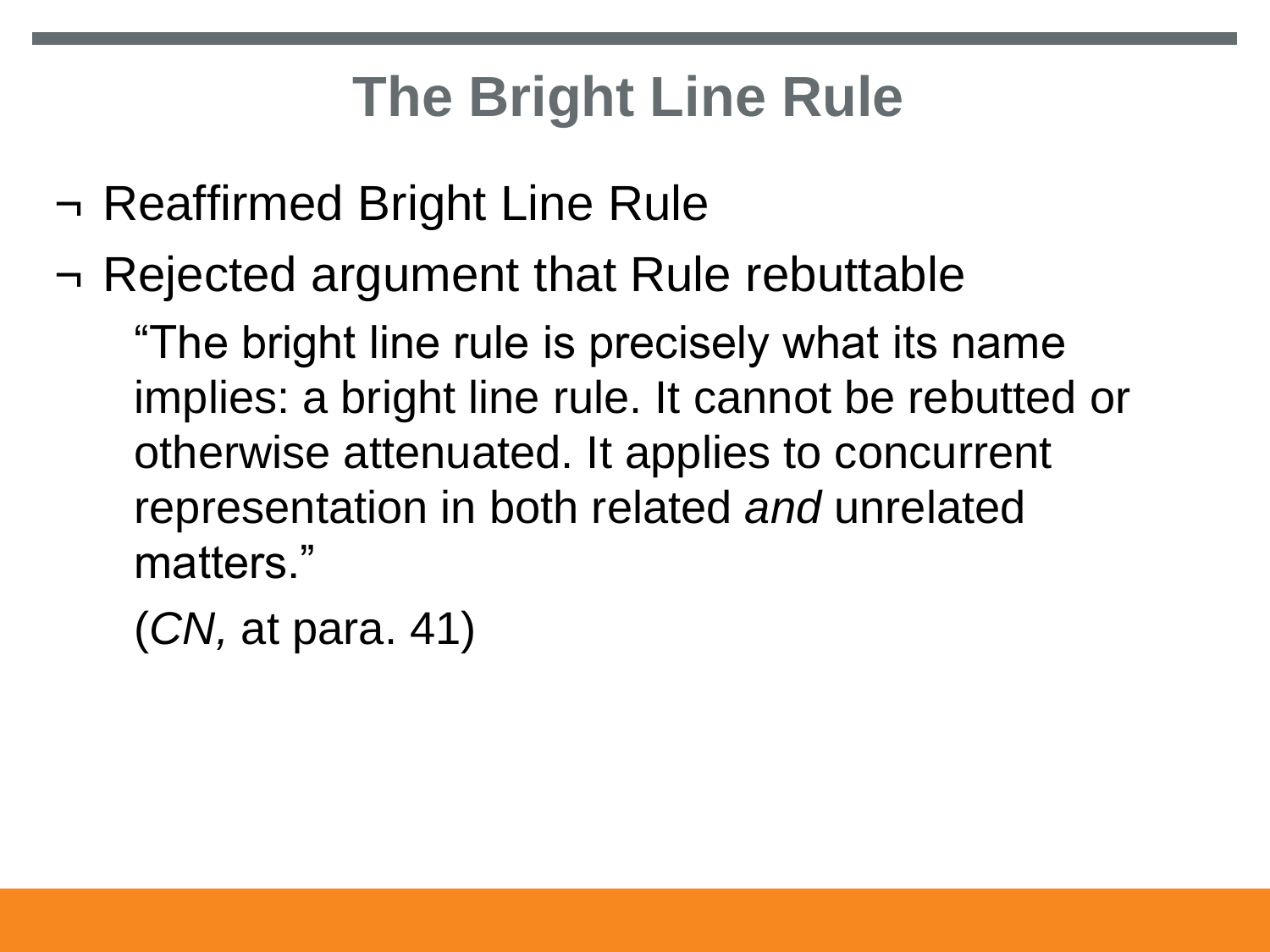# The Bright Line Rule

- Reaffirmed Bright Line Rule
- Rejected argument that Rule rebuttable

  "The bright line rule is precisely what its name implies: a bright line rule. It cannot be rebutted or otherwise attenuated. It applies to concurrent representation in both related *and* unrelated matters."

  (*CN,* at para. 41)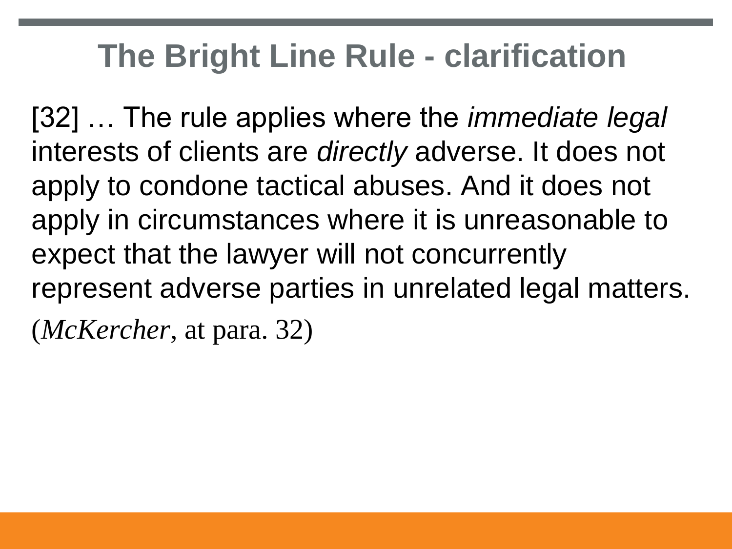# The Bright Line Rule - clarification

[32] … The rule applies where the *immediate legal* interests of clients are *directly* adverse. It does not apply to condone tactical abuses. And it does not apply in circumstances where it is unreasonable to expect that the lawyer will not concurrently represent adverse parties in unrelated legal matters.

(*McKercher*, at para. 32)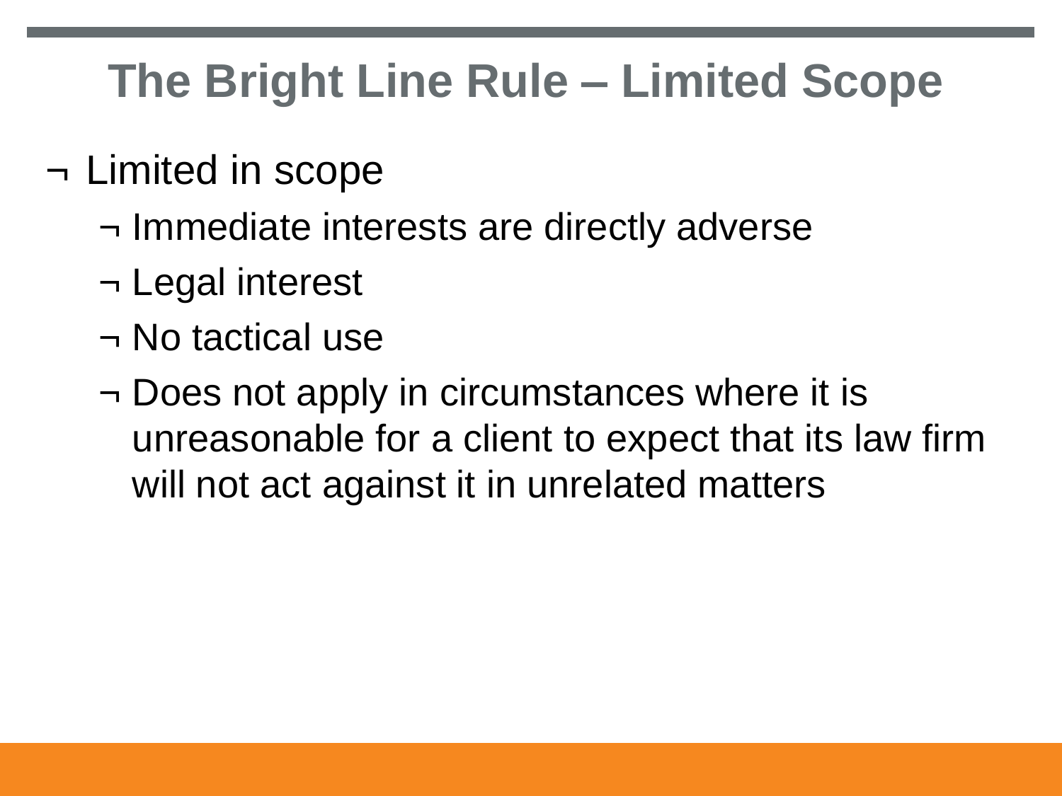# The Bright Line Rule – Limited Scope

- Limited in scope
  - Immediate interests are directly adverse
  - Legal interest
  - No tactical use
  - Does not apply in circumstances where it is unreasonable for a client to expect that its law firm will not act against it in unrelated matters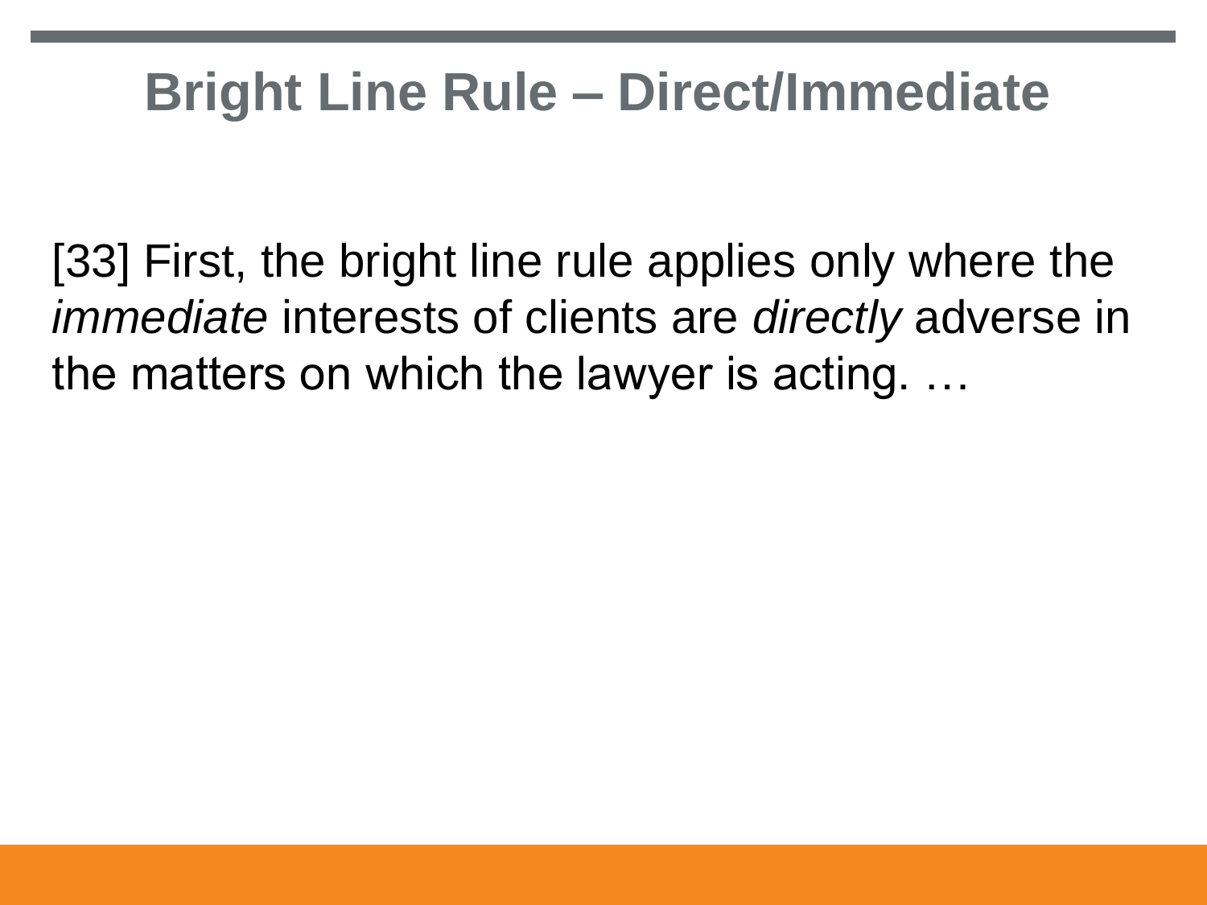# Bright Line Rule – Direct/Immediate

[33] First, the bright line rule applies only where the *immediate* interests of clients are *directly* adverse in the matters on which the lawyer is acting. …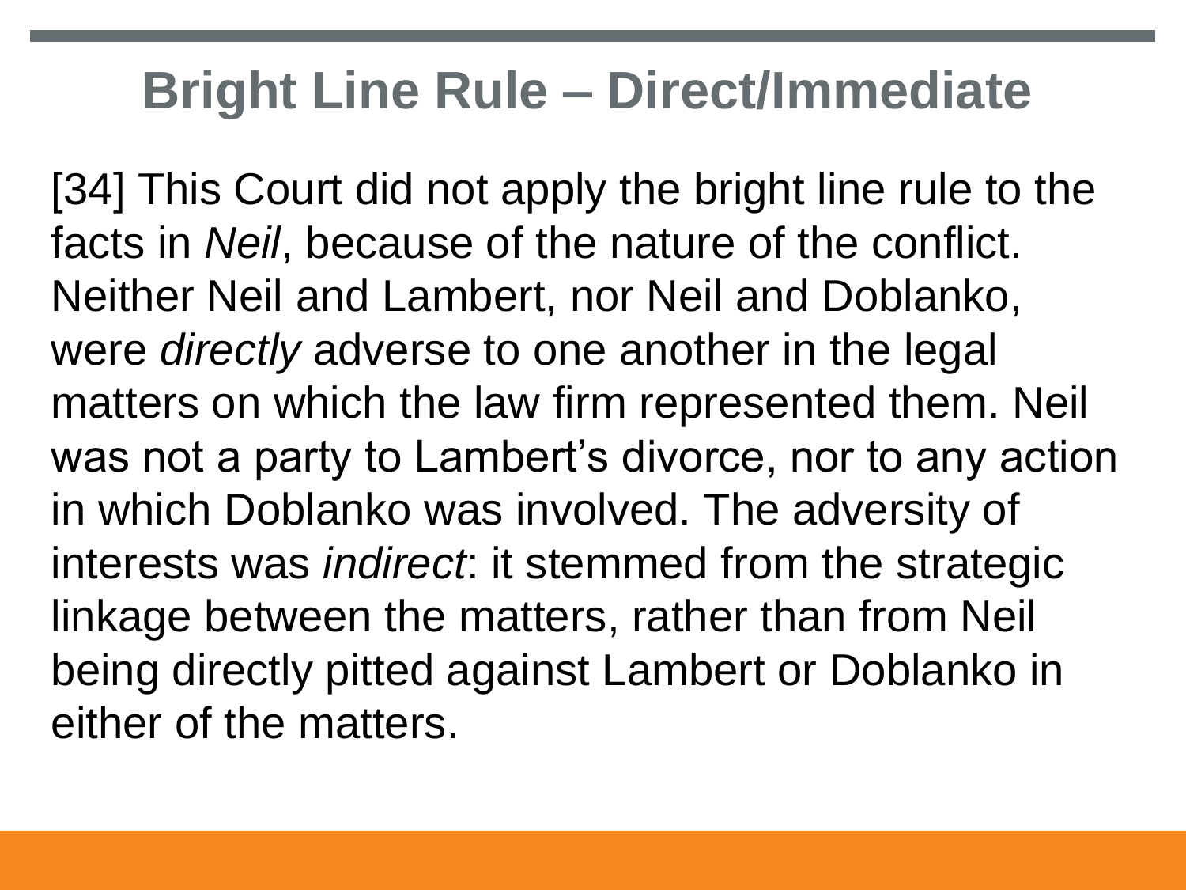# Bright Line Rule – Direct/Immediate

[34] This Court did not apply the bright line rule to the facts in *Neil*, because of the nature of the conflict. Neither Neil and Lambert, nor Neil and Doblanko, were *directly* adverse to one another in the legal matters on which the law firm represented them. Neil was not a party to Lambert's divorce, nor to any action in which Doblanko was involved. The adversity of interests was *indirect*: it stemmed from the strategic linkage between the matters, rather than from Neil being directly pitted against Lambert or Doblanko in either of the matters.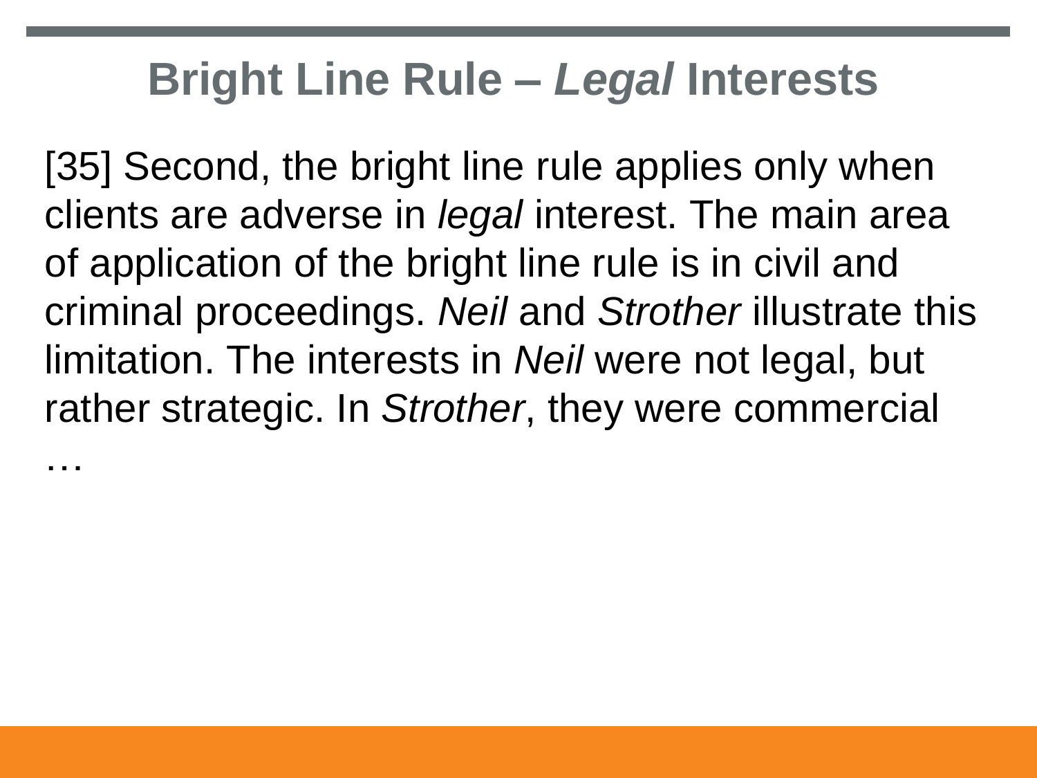# Bright Line Rule – *Legal* Interests

[35] Second, the bright line rule applies only when clients are adverse in *legal* interest. The main area of application of the bright line rule is in civil and criminal proceedings. *Neil* and *Strother* illustrate this limitation. The interests in *Neil* were not legal, but rather strategic. In *Strother*, they were commercial …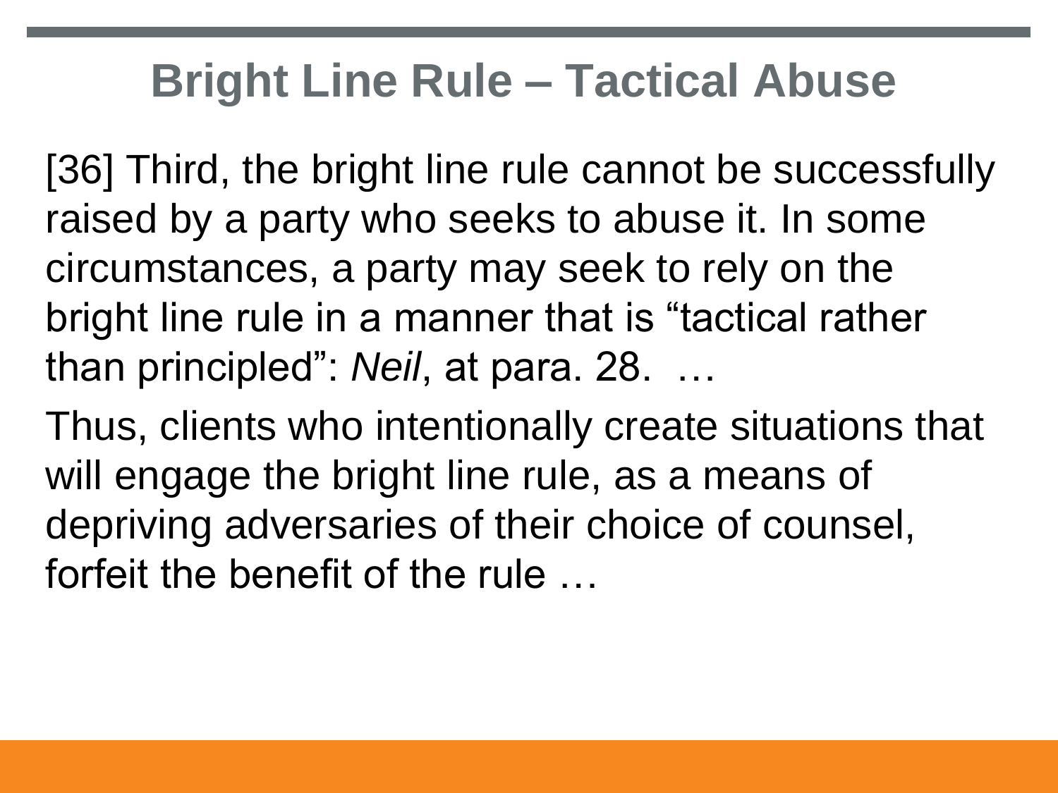# Bright Line Rule – Tactical Abuse

[36] Third, the bright line rule cannot be successfully raised by a party who seeks to abuse it. In some circumstances, a party may seek to rely on the bright line rule in a manner that is “tactical rather than principled”: *Neil*, at para. 28. …

Thus, clients who intentionally create situations that will engage the bright line rule, as a means of depriving adversaries of their choice of counsel, forfeit the benefit of the rule …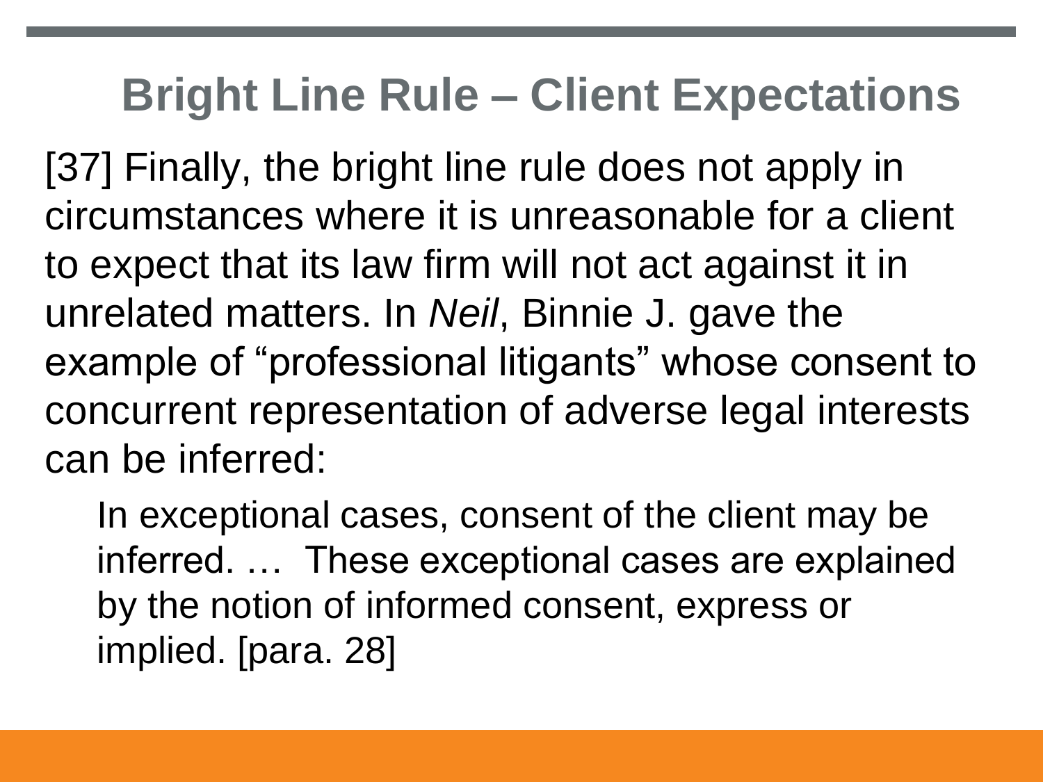# Bright Line Rule – Client Expectations

[37] Finally, the bright line rule does not apply in circumstances where it is unreasonable for a client to expect that its law firm will not act against it in unrelated matters. In *Neil*, Binnie J. gave the example of "professional litigants" whose consent to concurrent representation of adverse legal interests can be inferred:

> In exceptional cases, consent of the client may be inferred. … These exceptional cases are explained by the notion of informed consent, express or implied. [para. 28]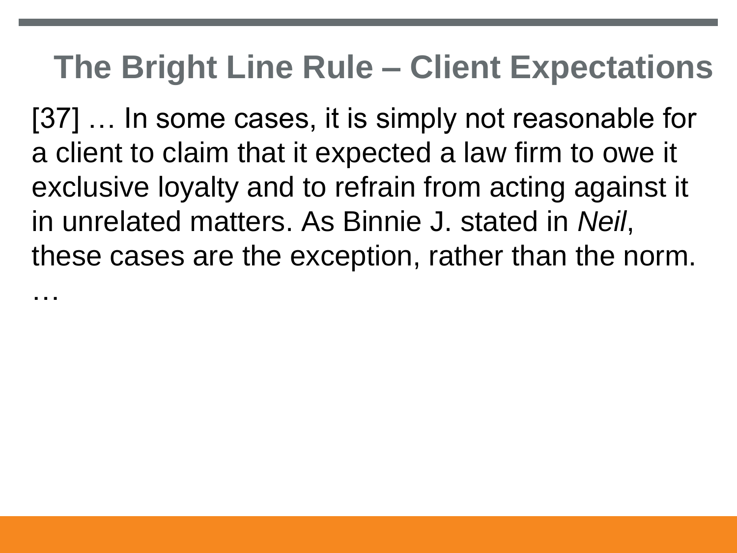# The Bright Line Rule – Client Expectations

[37] … In some cases, it is simply not reasonable for a client to claim that it expected a law firm to owe it exclusive loyalty and to refrain from acting against it in unrelated matters. As Binnie J. stated in *Neil*, these cases are the exception, rather than the norm. …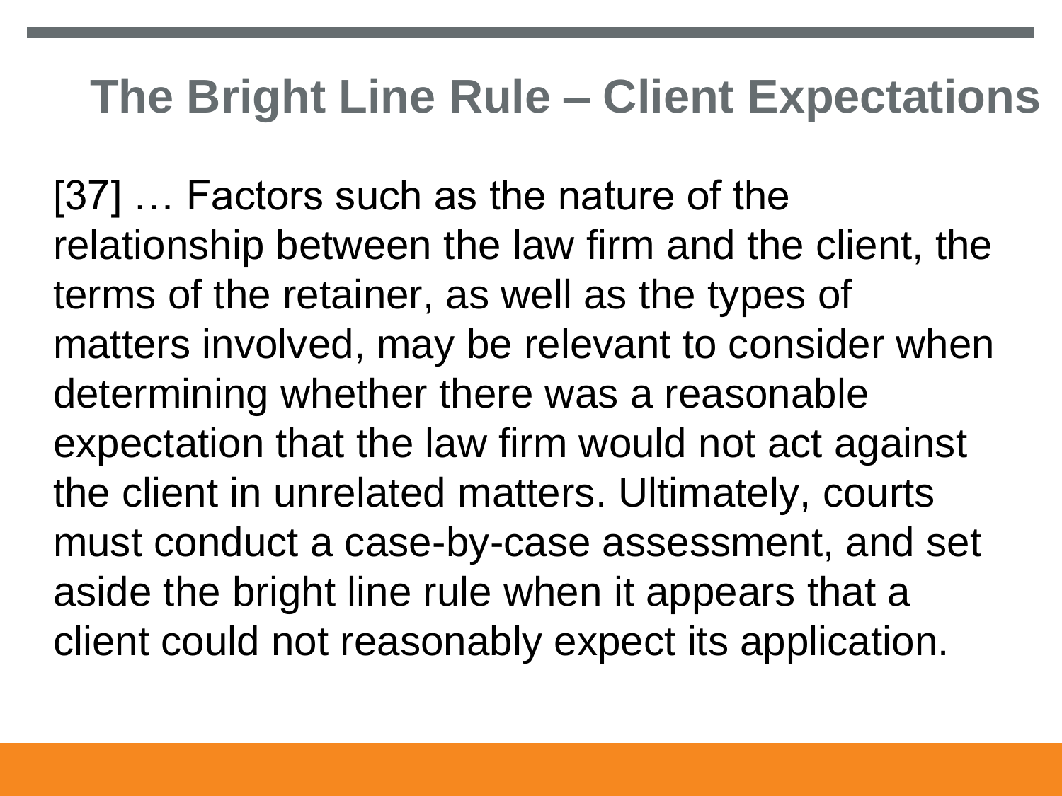# The Bright Line Rule – Client Expectations

[37] … Factors such as the nature of the relationship between the law firm and the client, the terms of the retainer, as well as the types of matters involved, may be relevant to consider when determining whether there was a reasonable expectation that the law firm would not act against the client in unrelated matters. Ultimately, courts must conduct a case-by-case assessment, and set aside the bright line rule when it appears that a client could not reasonably expect its application.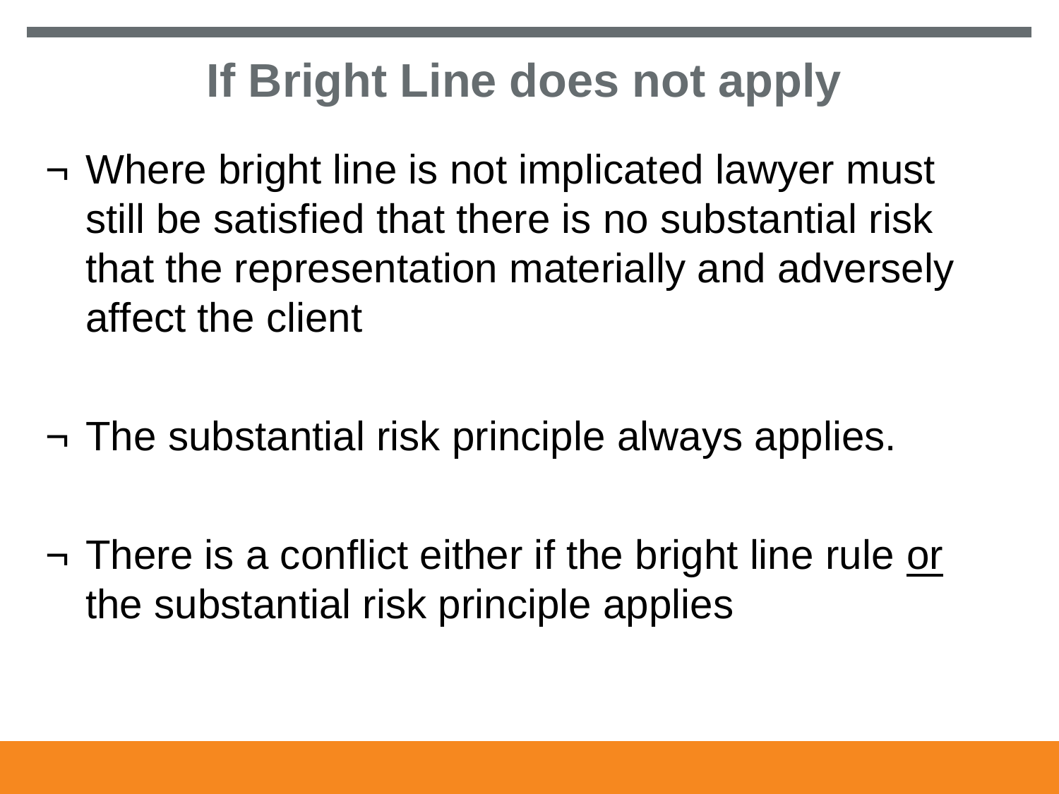# If Bright Line does not apply

- Where bright line is not implicated lawyer must still be satisfied that there is no substantial risk that the representation materially and adversely affect the client

- The substantial risk principle always applies.

- There is a conflict either if the bright line rule <u>or</u> the substantial risk principle applies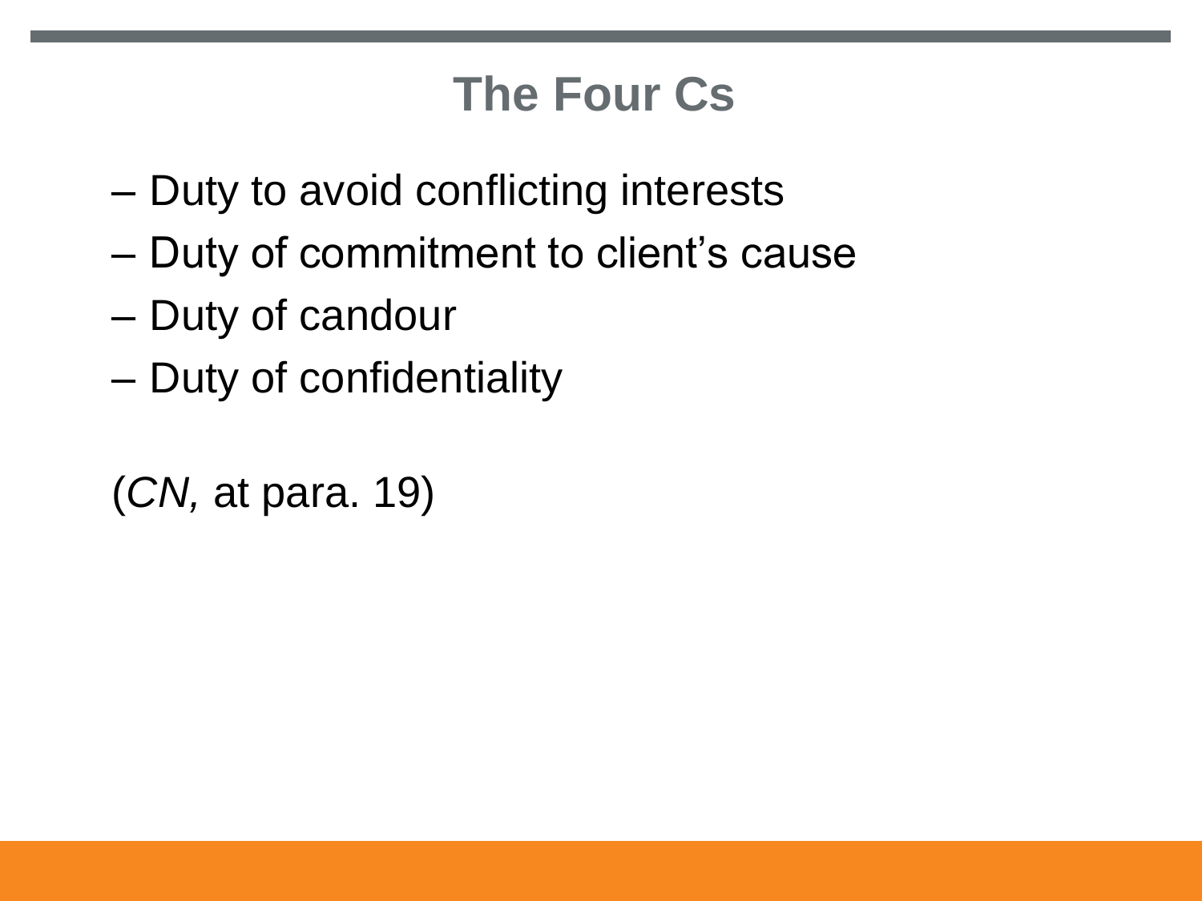# The Four Cs

– Duty to avoid conflicting interests
– Duty of commitment to client's cause
– Duty of candour
– Duty of confidentiality

(*CN,* at para. 19)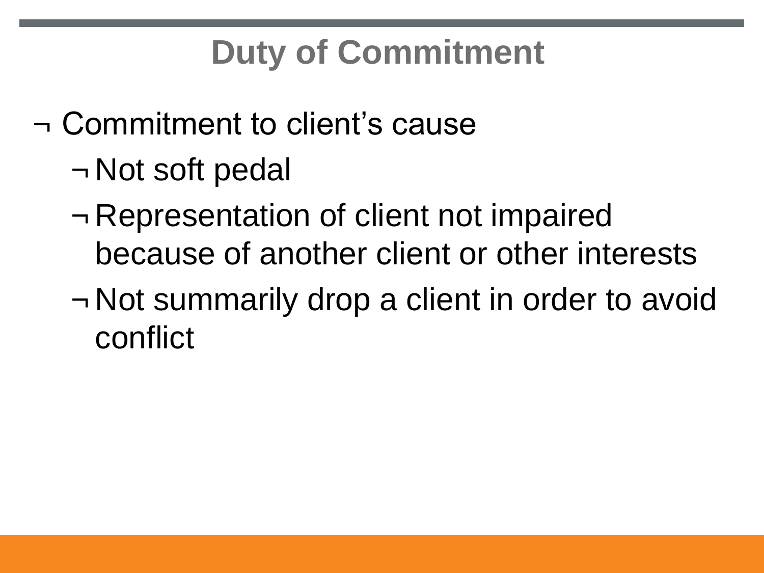# Duty of Commitment

- Commitment to client's cause
  - Not soft pedal
  - Representation of client not impaired because of another client or other interests
  - Not summarily drop a client in order to avoid conflict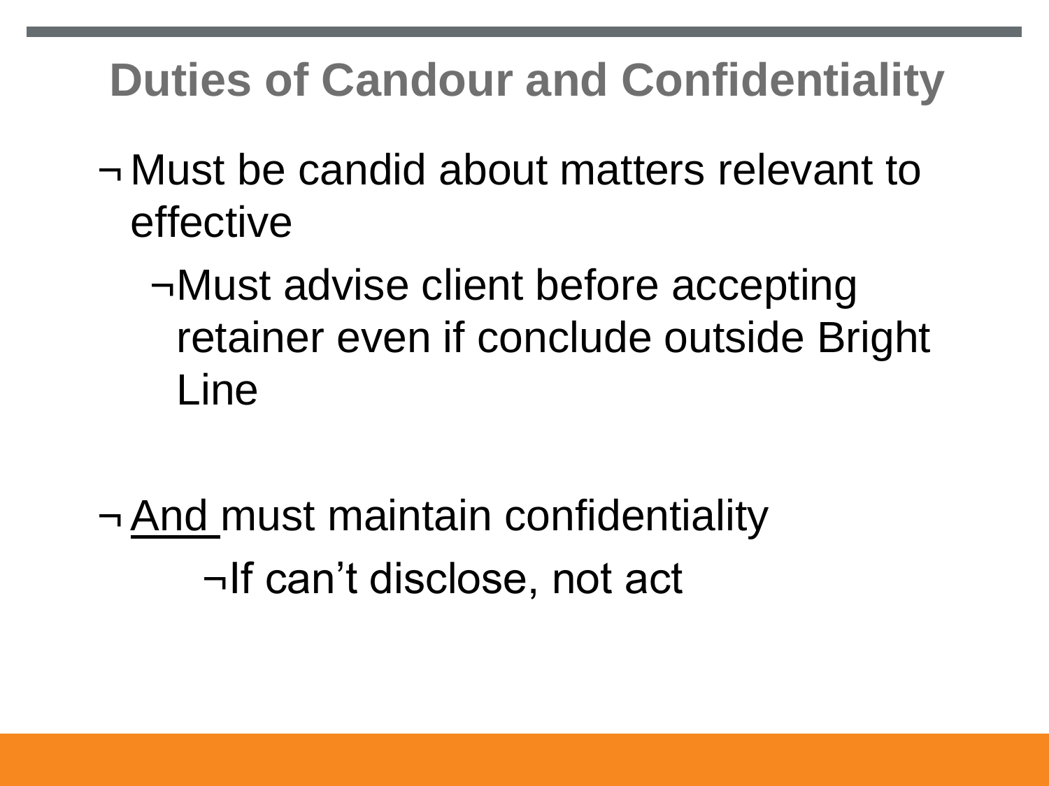# Duties of Candour and Confidentiality

- Must be candid about matters relevant to effective
  - Must advise client before accepting retainer even if conclude outside Bright Line

- <u>And</u> must maintain confidentiality
  - If can't disclose, not act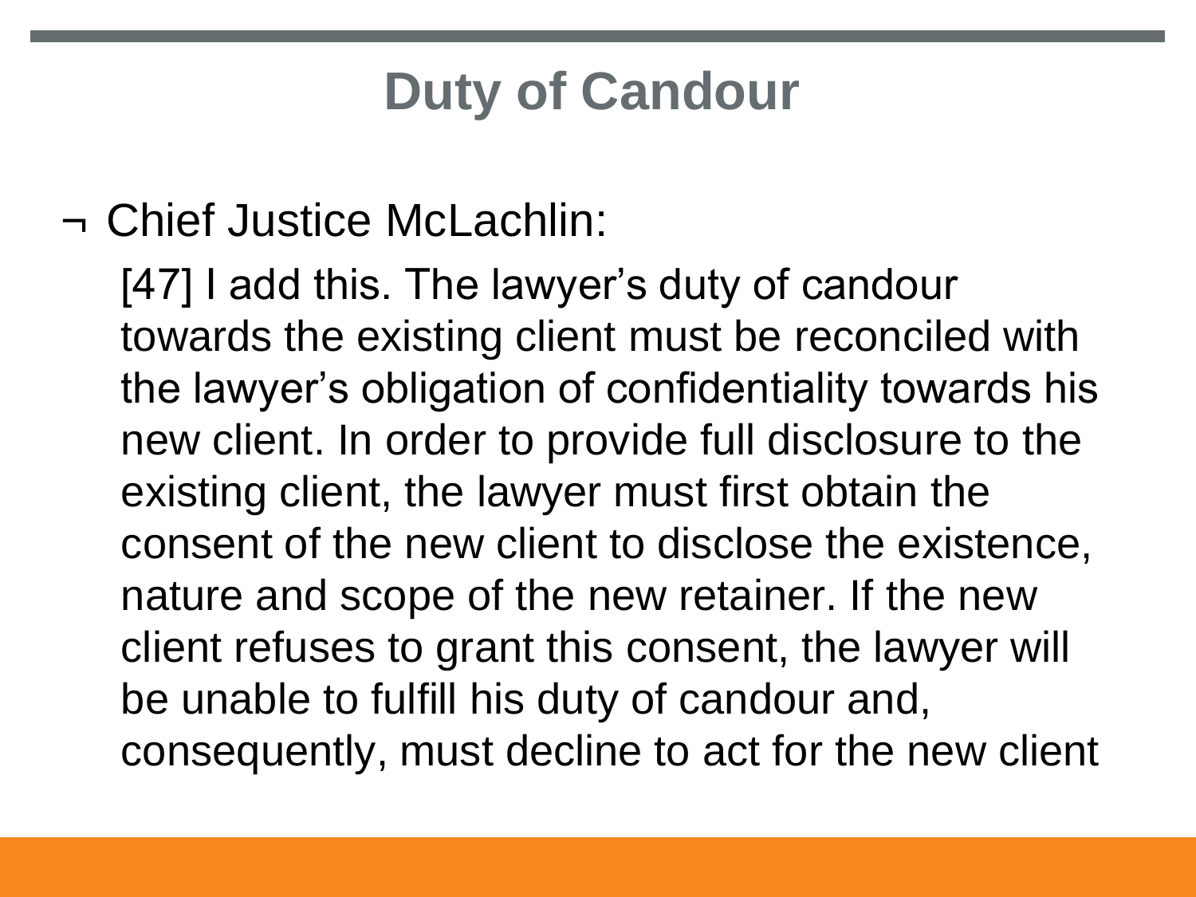# Duty of Candour

- Chief Justice McLachlin:

  [47] I add this. The lawyer's duty of candour towards the existing client must be reconciled with the lawyer's obligation of confidentiality towards his new client. In order to provide full disclosure to the existing client, the lawyer must first obtain the consent of the new client to disclose the existence, nature and scope of the new retainer. If the new client refuses to grant this consent, the lawyer will be unable to fulfill his duty of candour and, consequently, must decline to act for the new client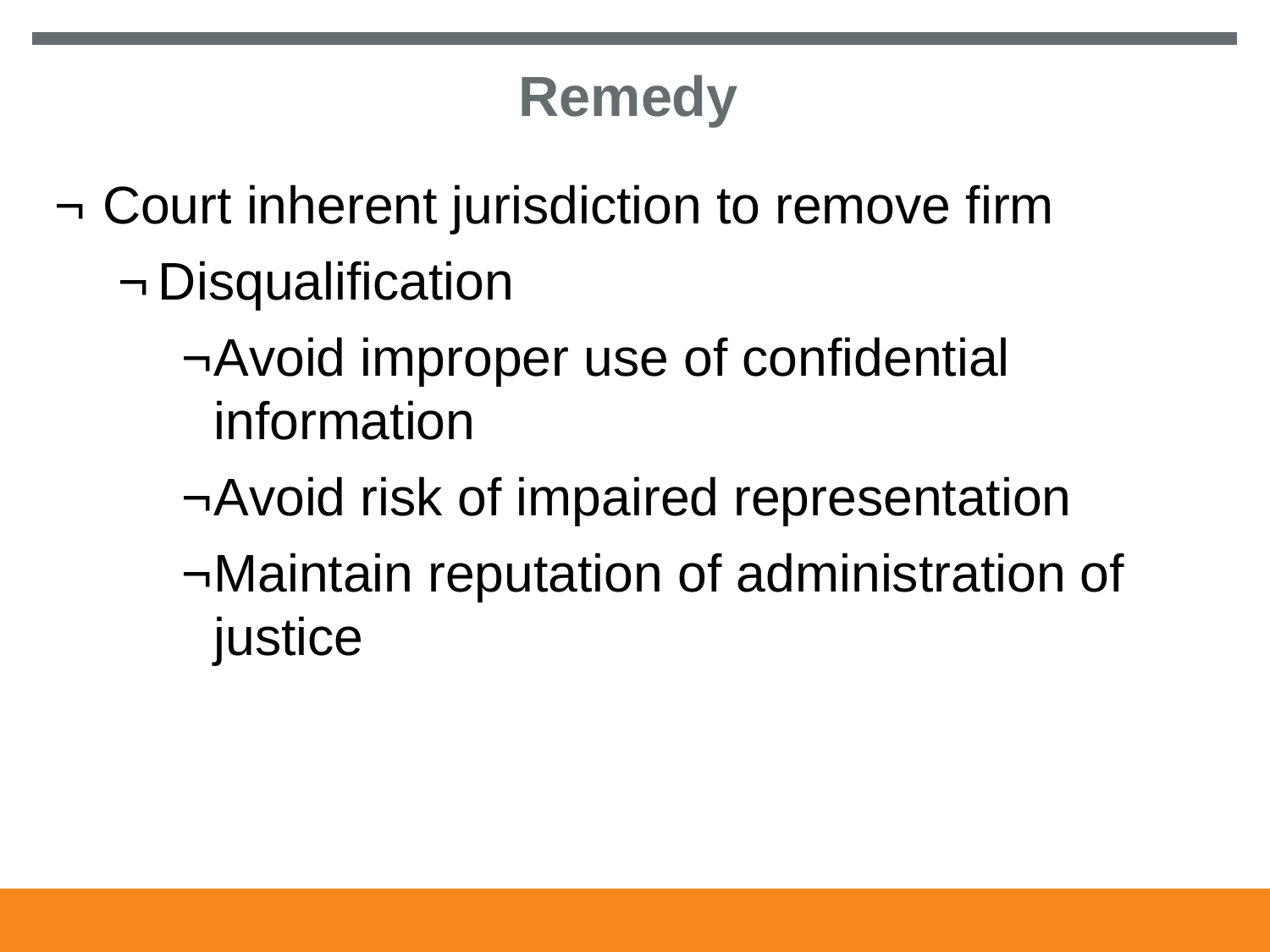# Remedy

- Court inherent jurisdiction to remove firm
  - Disqualification
    - Avoid improper use of confidential information
    - Avoid risk of impaired representation
    - Maintain reputation of administration of justice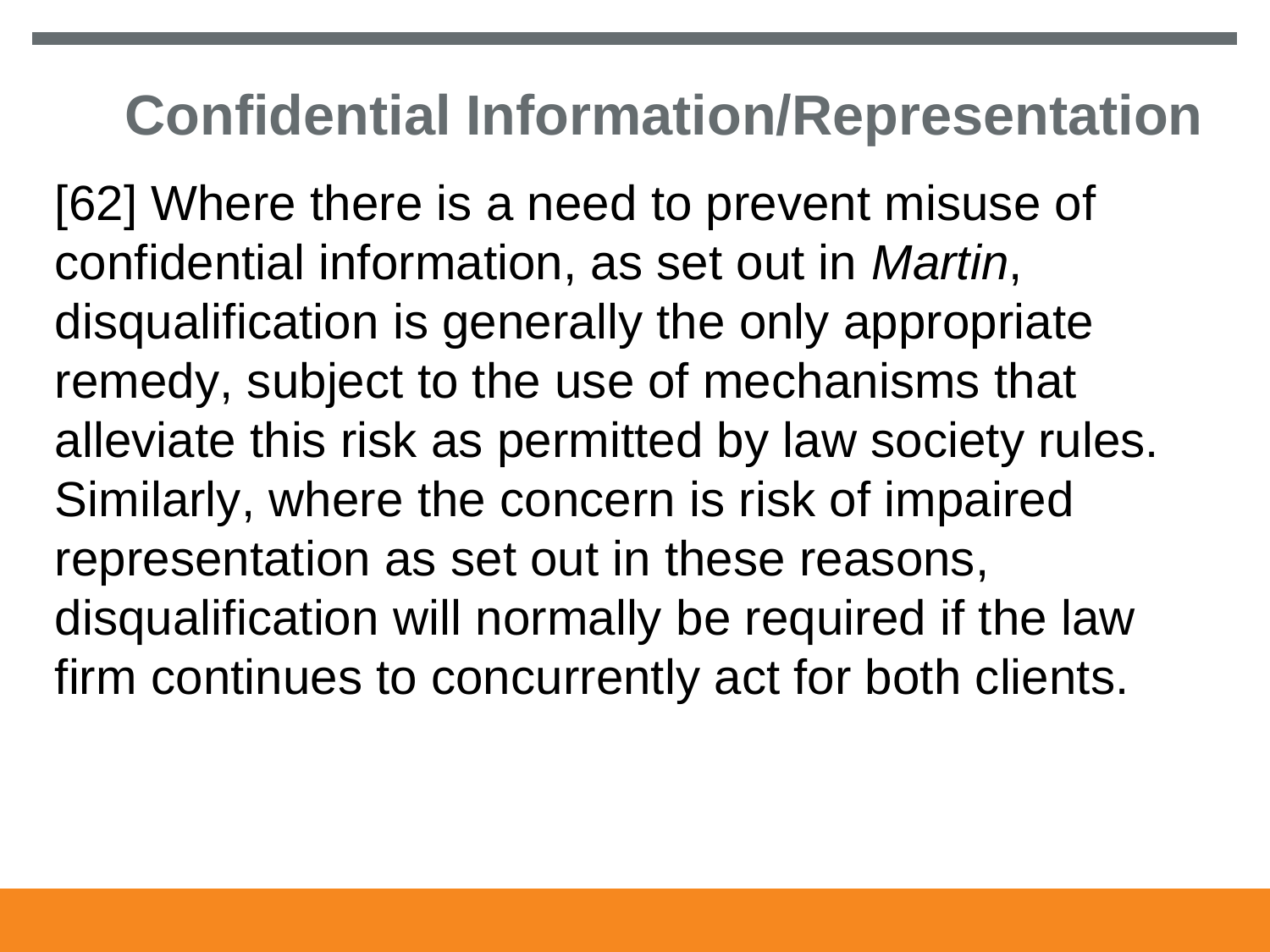# Confidential Information/Representation

[62] Where there is a need to prevent misuse of confidential information, as set out in *Martin*, disqualification is generally the only appropriate remedy, subject to the use of mechanisms that alleviate this risk as permitted by law society rules. Similarly, where the concern is risk of impaired representation as set out in these reasons, disqualification will normally be required if the law firm continues to concurrently act for both clients.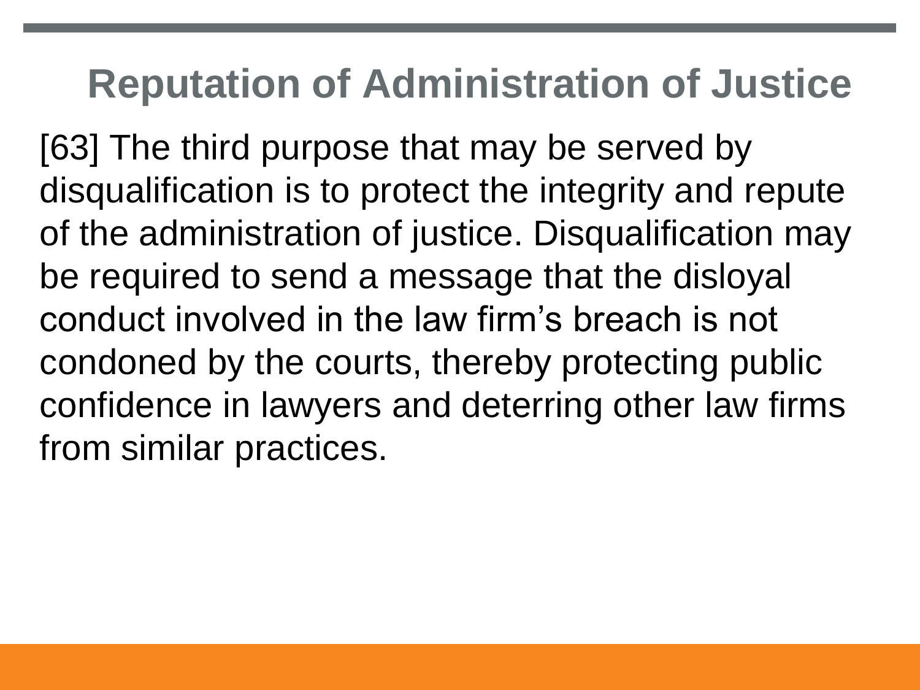# Reputation of Administration of Justice

[63] The third purpose that may be served by disqualification is to protect the integrity and repute of the administration of justice. Disqualification may be required to send a message that the disloyal conduct involved in the law firm’s breach is not condoned by the courts, thereby protecting public confidence in lawyers and deterring other law firms from similar practices.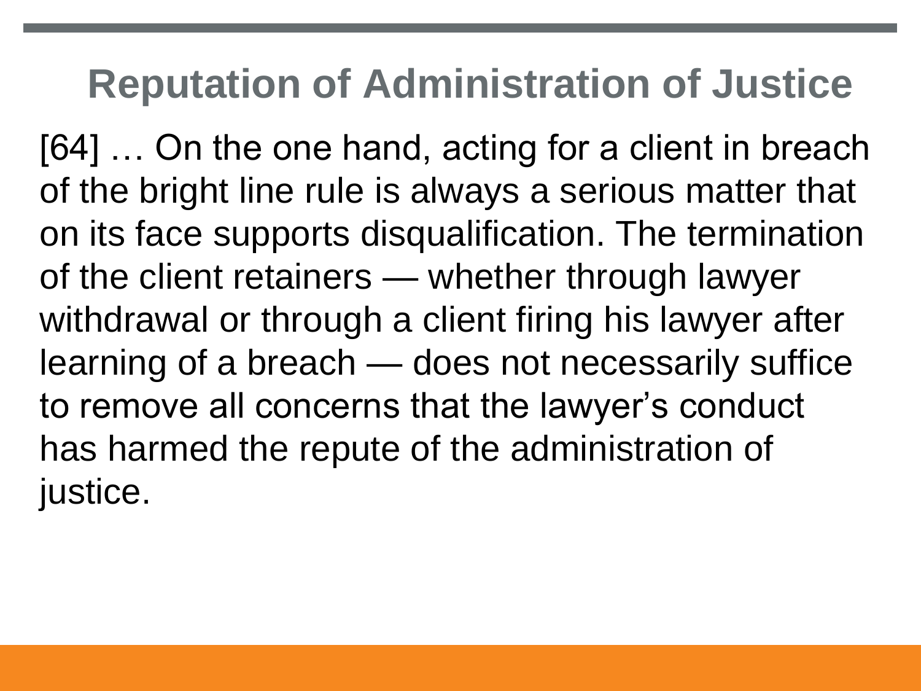# Reputation of Administration of Justice

[64] … On the one hand, acting for a client in breach of the bright line rule is always a serious matter that on its face supports disqualification. The termination of the client retainers — whether through lawyer withdrawal or through a client firing his lawyer after learning of a breach — does not necessarily suffice to remove all concerns that the lawyer's conduct has harmed the repute of the administration of justice.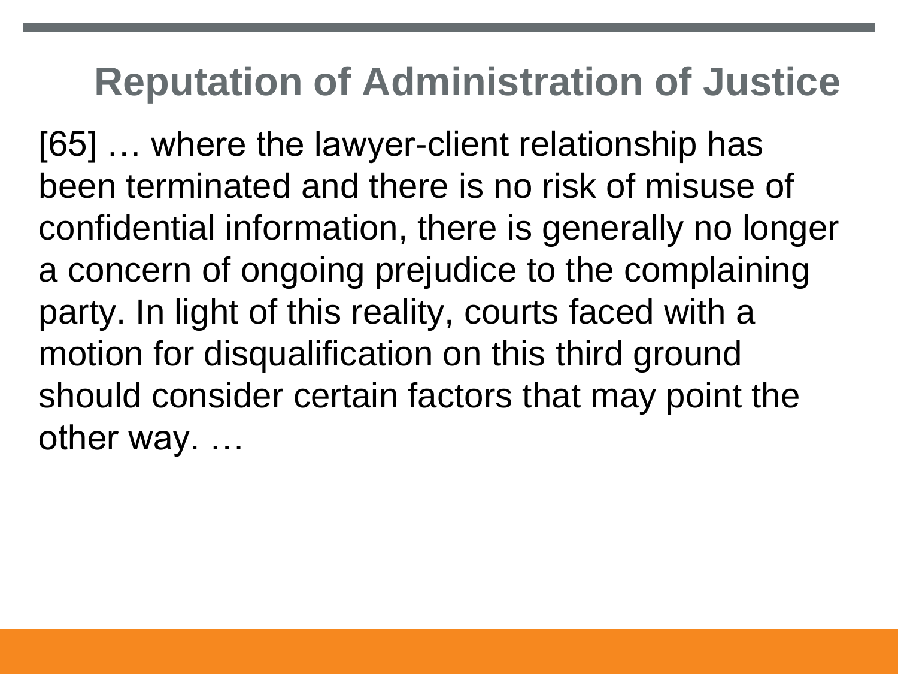# Reputation of Administration of Justice

[65] … where the lawyer-client relationship has been terminated and there is no risk of misuse of confidential information, there is generally no longer a concern of ongoing prejudice to the complaining party. In light of this reality, courts faced with a motion for disqualification on this third ground should consider certain factors that may point the other way. …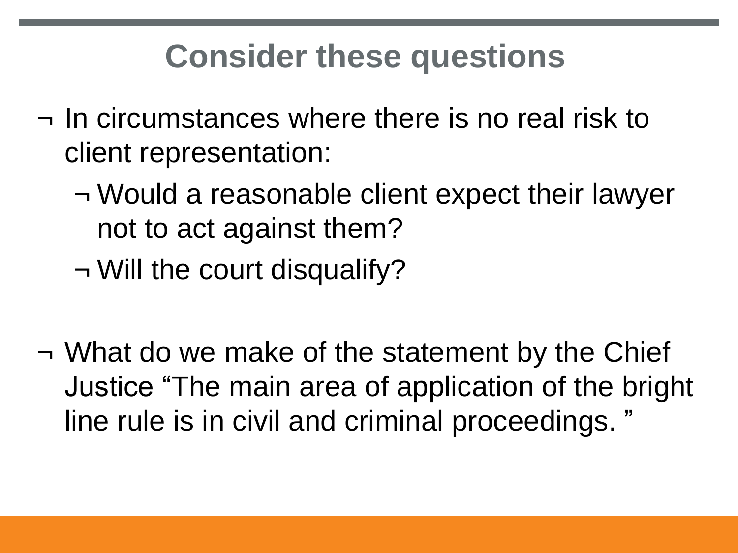# Consider these questions

- In circumstances where there is no real risk to client representation:
  - Would a reasonable client expect their lawyer not to act against them?
  - Will the court disqualify?

- What do we make of the statement by the Chief Justice "The main area of application of the bright line rule is in civil and criminal proceedings. "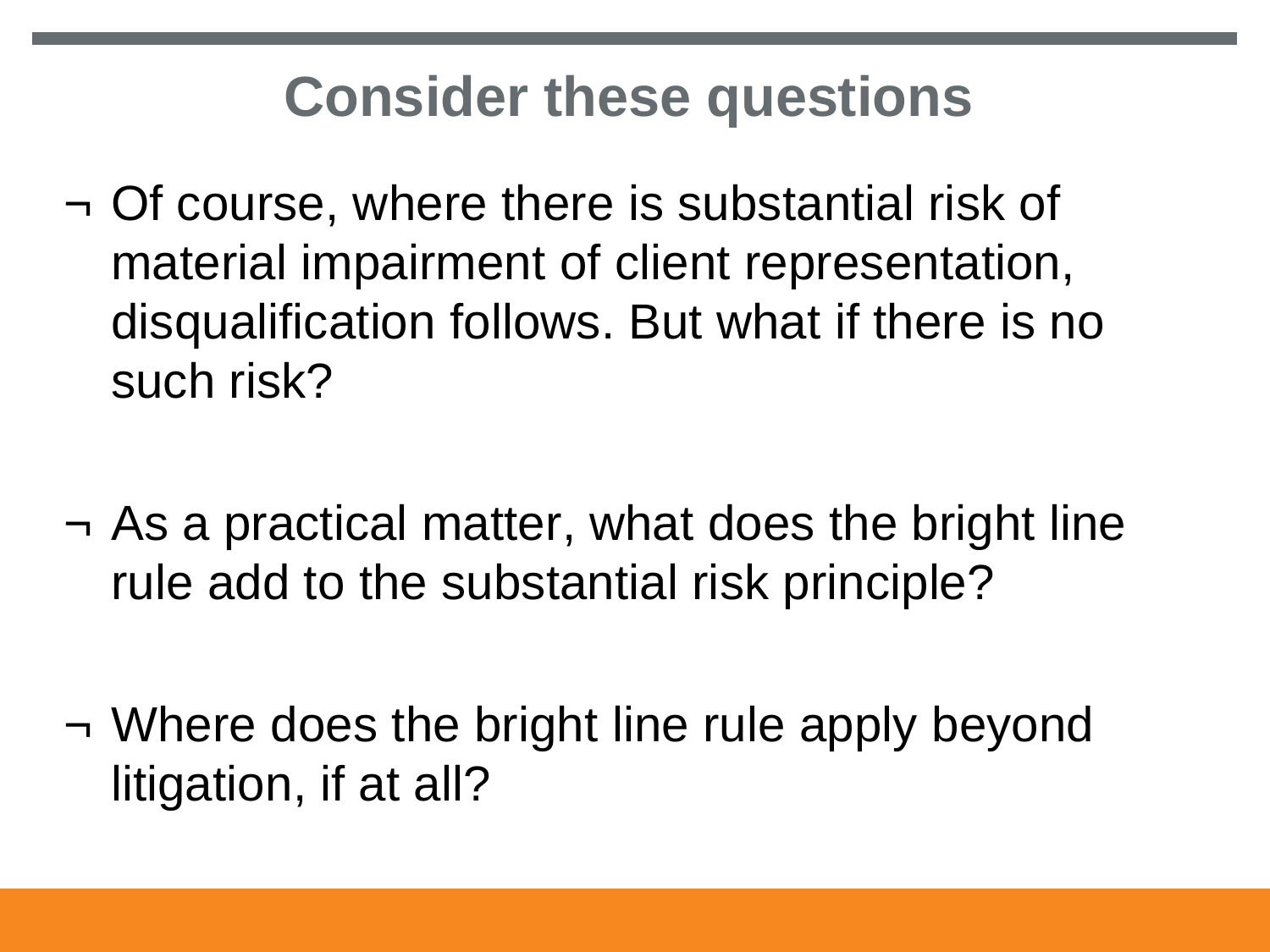# Consider these questions

- Of course, where there is substantial risk of material impairment of client representation, disqualification follows. But what if there is no such risk?
- As a practical matter, what does the bright line rule add to the substantial risk principle?
- Where does the bright line rule apply beyond litigation, if at all?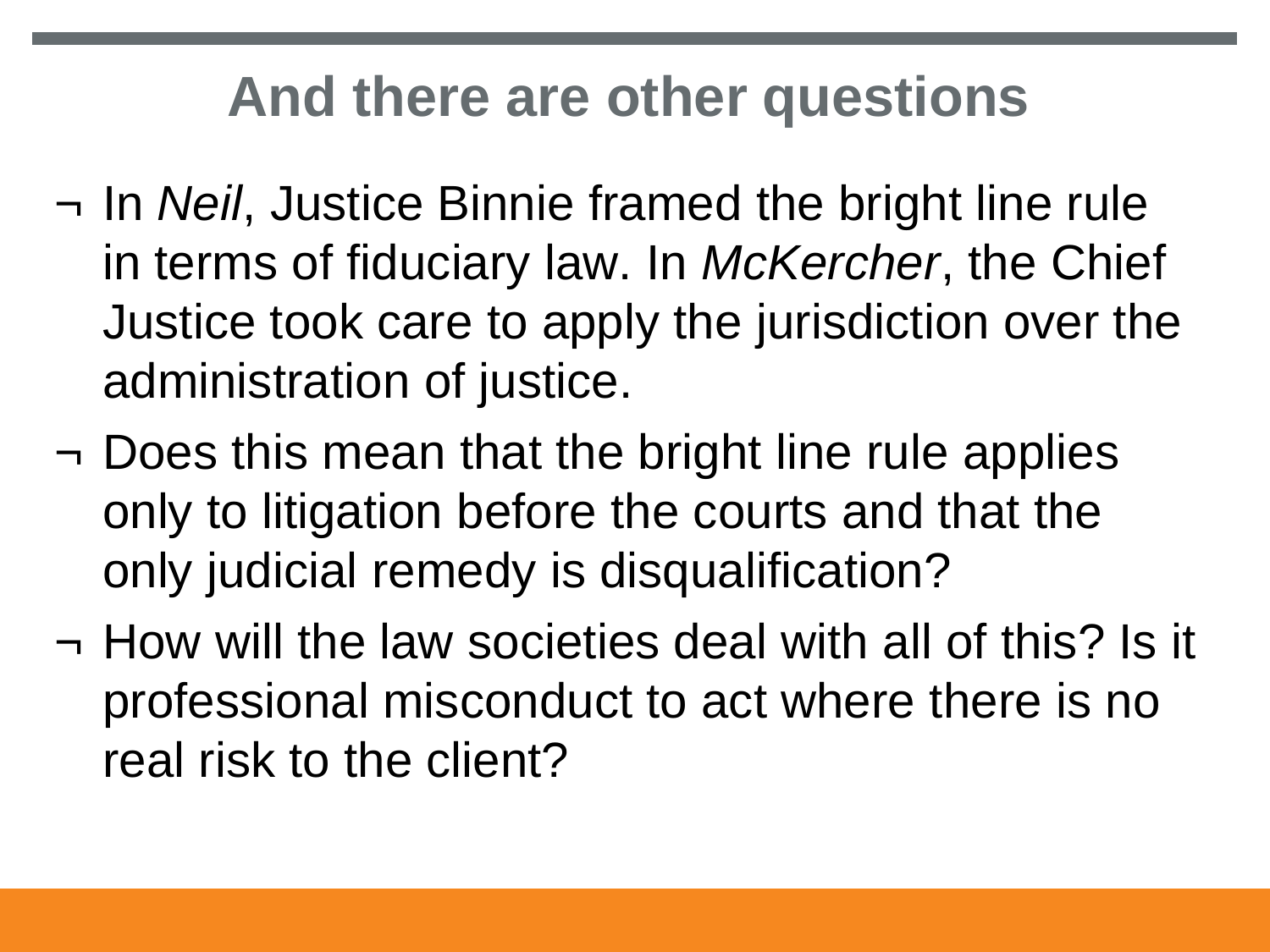# And there are other questions

- In *Neil*, Justice Binnie framed the bright line rule in terms of fiduciary law. In *McKercher*, the Chief Justice took care to apply the jurisdiction over the administration of justice.
- Does this mean that the bright line rule applies only to litigation before the courts and that the only judicial remedy is disqualification?
- How will the law societies deal with all of this? Is it professional misconduct to act where there is no real risk to the client?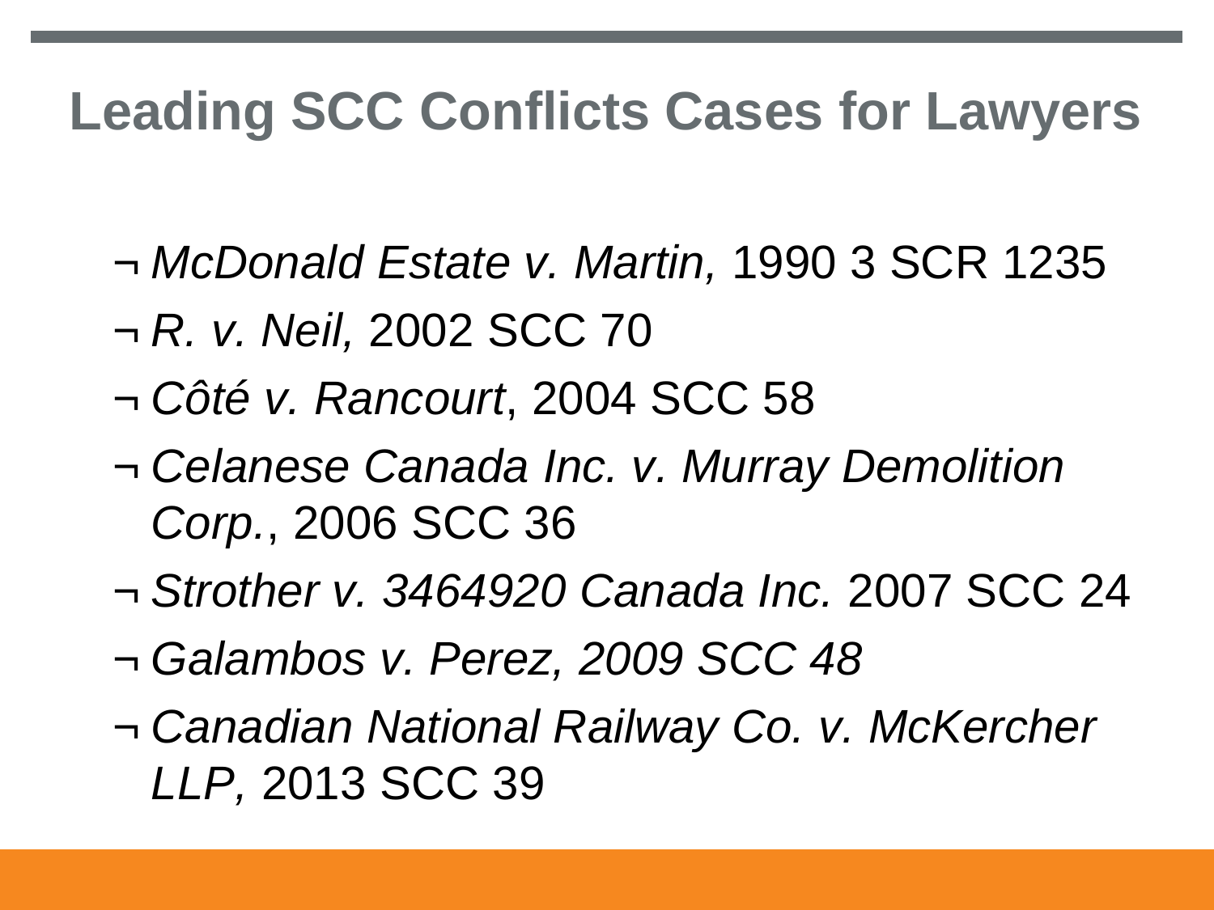# Leading SCC Conflicts Cases for Lawyers

- *McDonald Estate v. Martin,* 1990 3 SCR 1235
- *R. v. Neil,* 2002 SCC 70
- *Côté v. Rancourt*, 2004 SCC 58
- *Celanese Canada Inc. v. Murray Demolition Corp.*, 2006 SCC 36
- *Strother v. 3464920 Canada Inc.* 2007 SCC 24
- *Galambos v. Perez, 2009 SCC 48*
- *Canadian National Railway Co. v. McKercher LLP,* 2013 SCC 39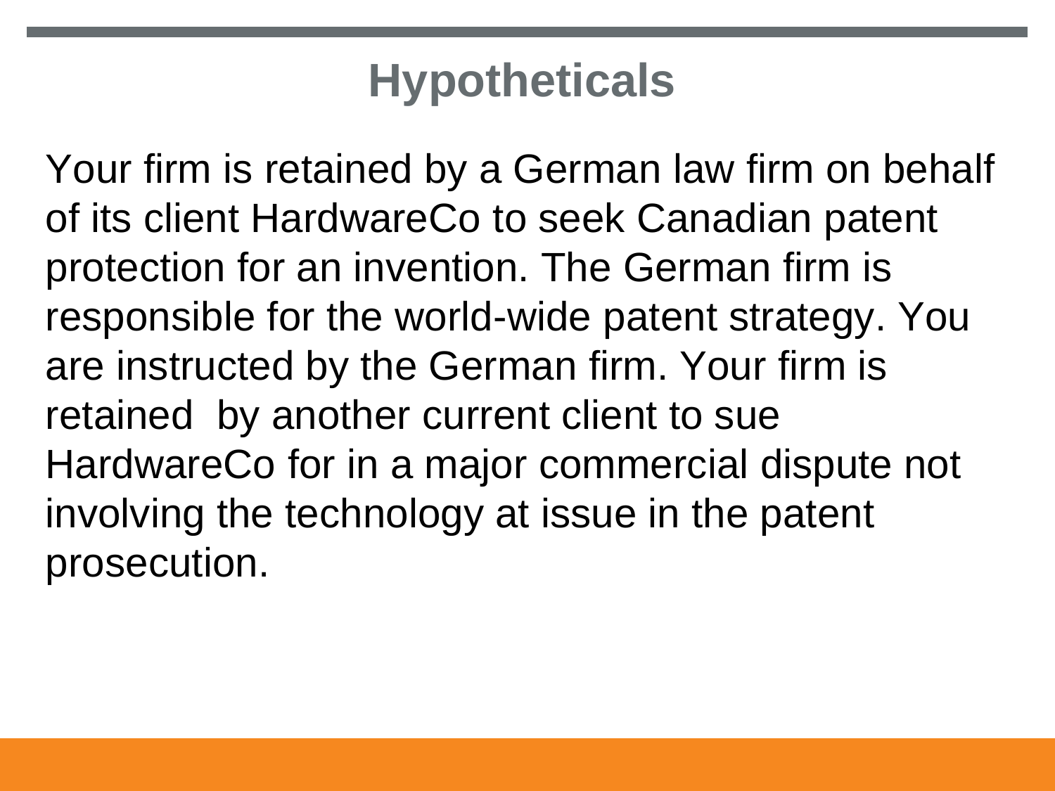# Hypotheticals

Your firm is retained by a German law firm on behalf of its client HardwareCo to seek Canadian patent protection for an invention. The German firm is responsible for the world-wide patent strategy. You are instructed by the German firm. Your firm is retained by another current client to sue HardwareCo for in a major commercial dispute not involving the technology at issue in the patent prosecution.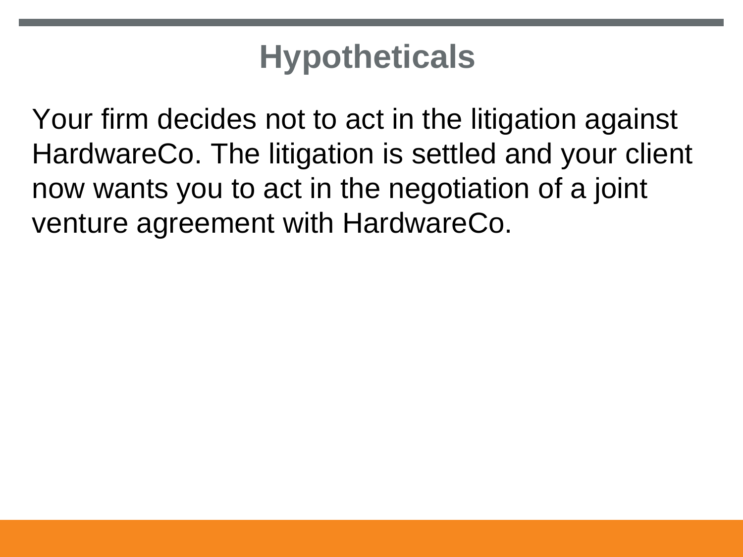# Hypotheticals

Your firm decides not to act in the litigation against HardwareCo. The litigation is settled and your client now wants you to act in the negotiation of a joint venture agreement with HardwareCo.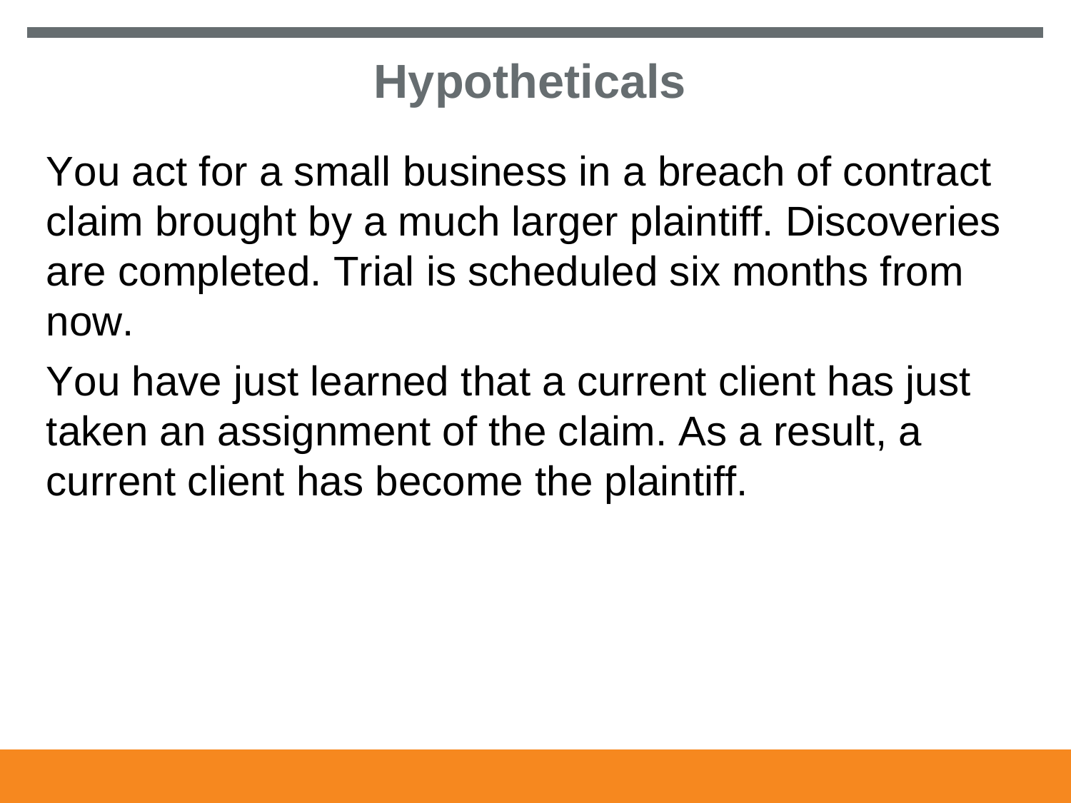# Hypotheticals

You act for a small business in a breach of contract claim brought by a much larger plaintiff. Discoveries are completed. Trial is scheduled six months from now.

You have just learned that a current client has just taken an assignment of the claim. As a result, a current client has become the plaintiff.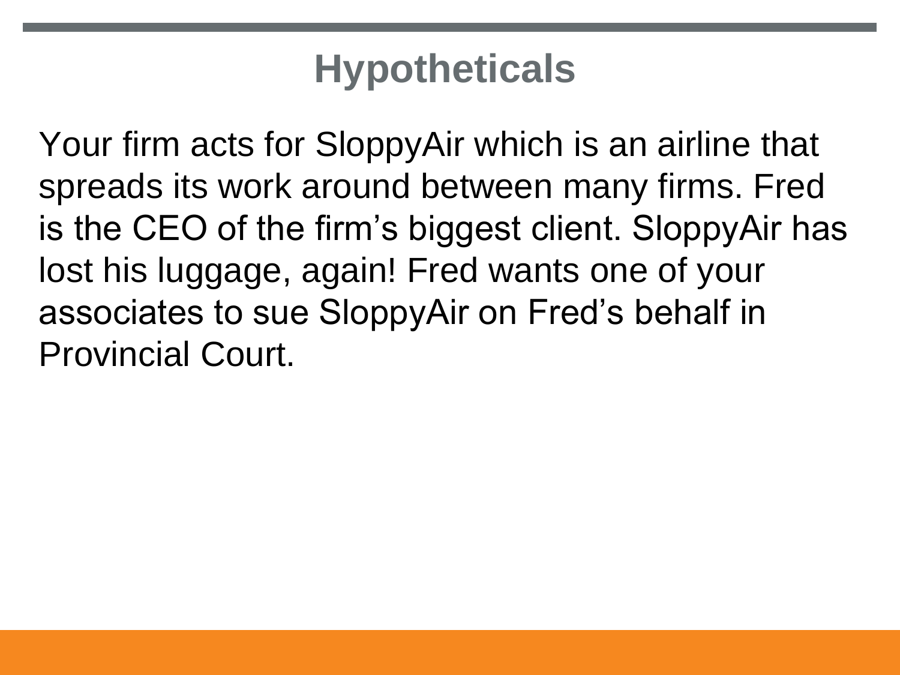# Hypotheticals

Your firm acts for SloppyAir which is an airline that spreads its work around between many firms. Fred is the CEO of the firm's biggest client. SloppyAir has lost his luggage, again! Fred wants one of your associates to sue SloppyAir on Fred's behalf in Provincial Court.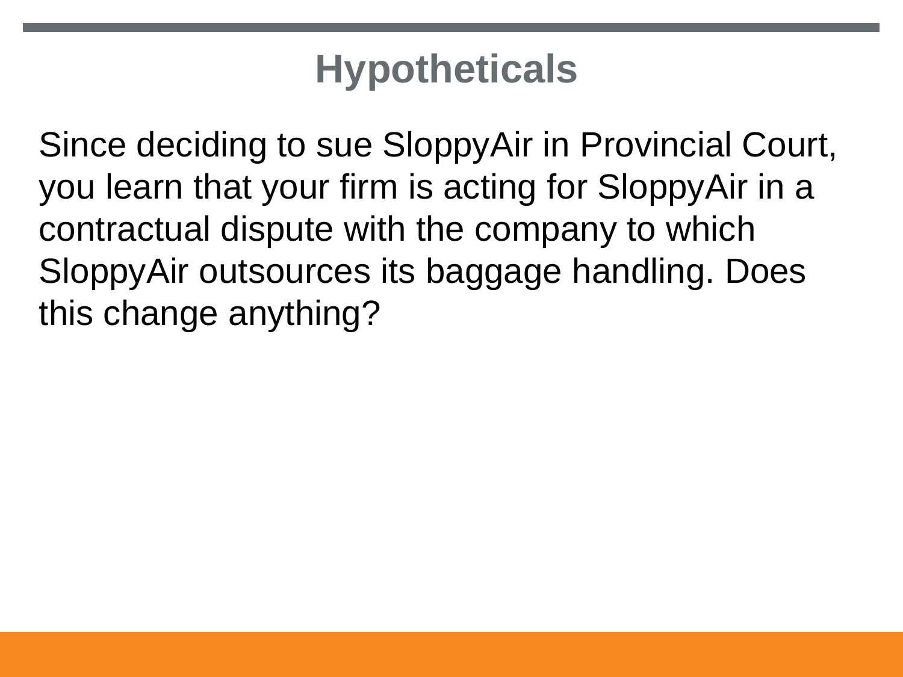# Hypotheticals

Since deciding to sue SloppyAir in Provincial Court, you learn that your firm is acting for SloppyAir in a contractual dispute with the company to which SloppyAir outsources its baggage handling. Does this change anything?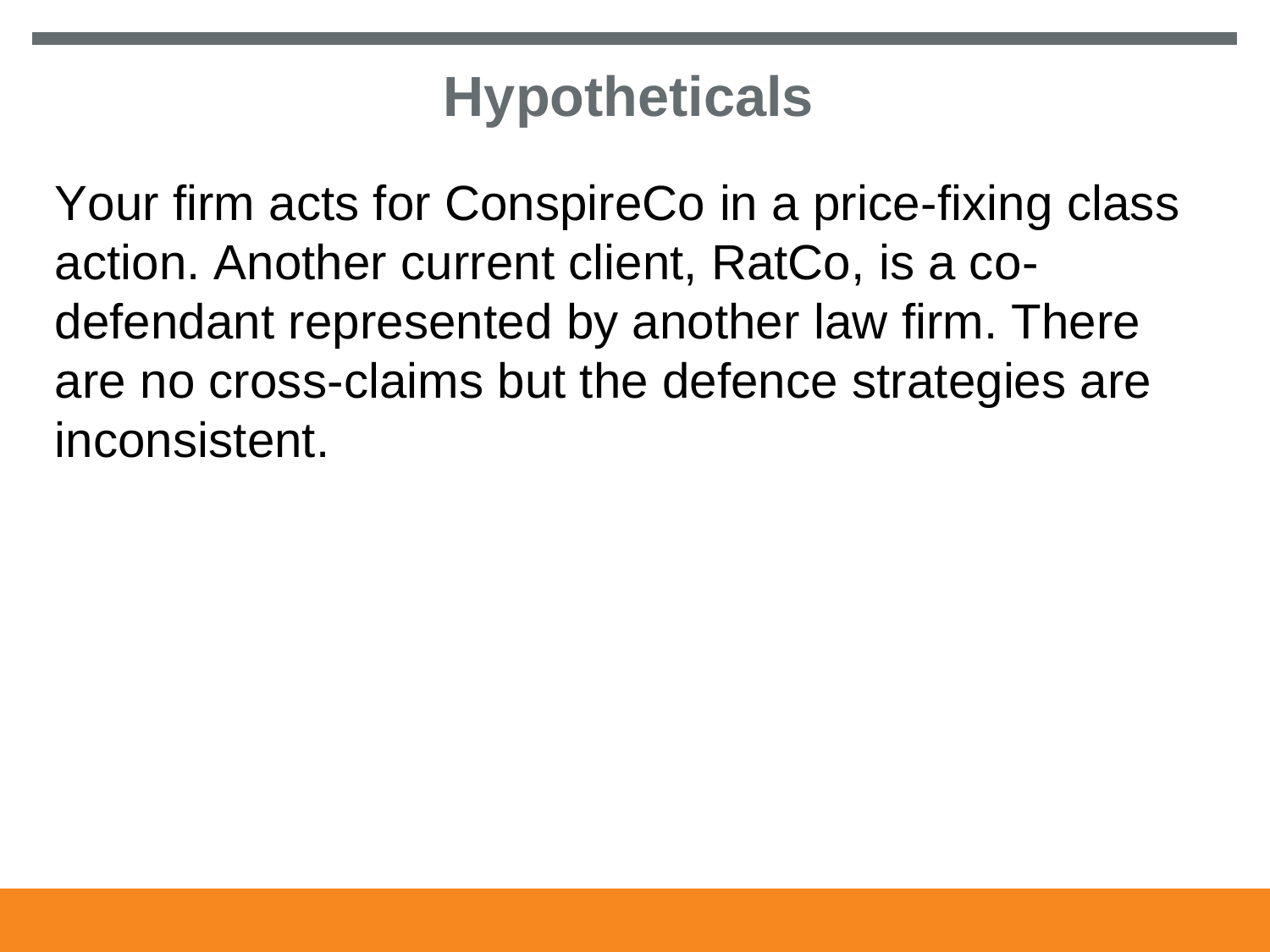# Hypotheticals

Your firm acts for ConspireCo in a price-fixing class action. Another current client, RatCo, is a co-defendant represented by another law firm. There are no cross-claims but the defence strategies are inconsistent.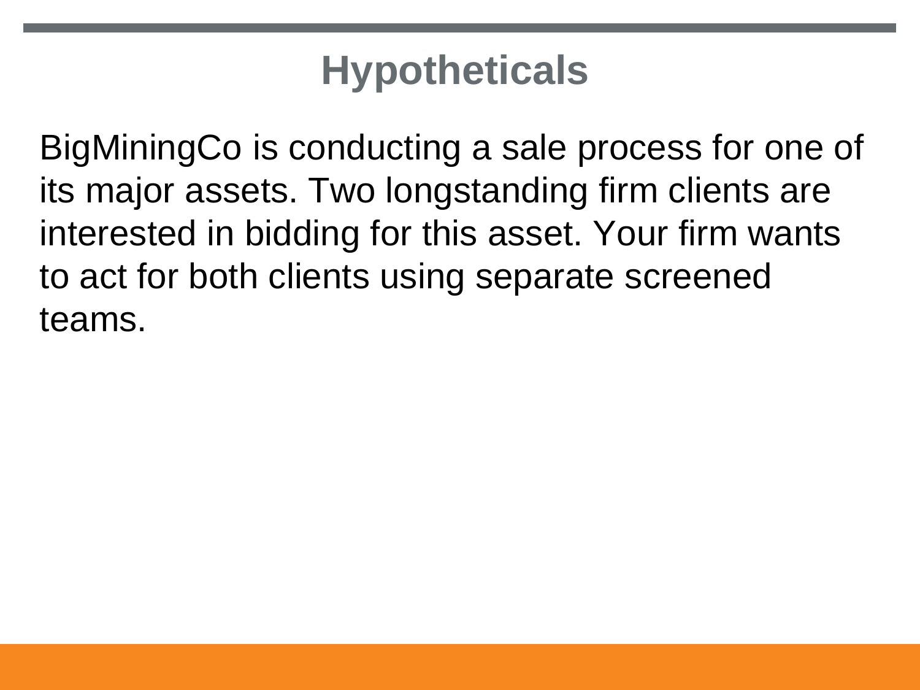# Hypotheticals

BigMiningCo is conducting a sale process for one of its major assets. Two longstanding firm clients are interested in bidding for this asset. Your firm wants to act for both clients using separate screened teams.